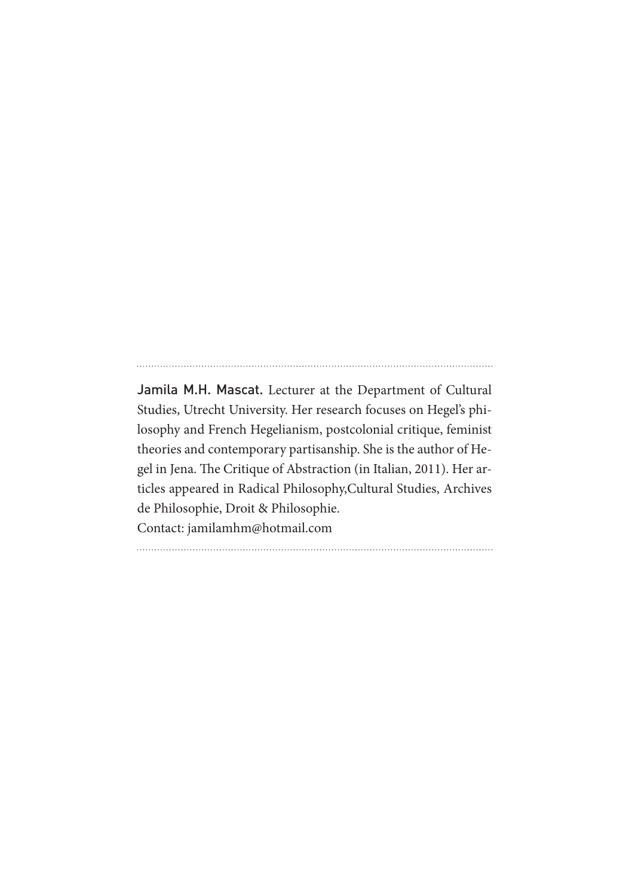**Jamila M.H. Mascat.** Lecturer at the Department of Cultural Studies, Utrecht University. Her research focuses on Hegel's philosophy and French Hegelianism, postcolonial critique, feminist theories and contemporary partisanship. She is the author of Hegel in Jena. The Critique of Abstraction (in Italian, 2011). Her articles appeared in Radical Philosophy,Cultural Studies, Archives de Philosophie, Droit & Philosophie.
Contact: jamilamhm@hotmail.com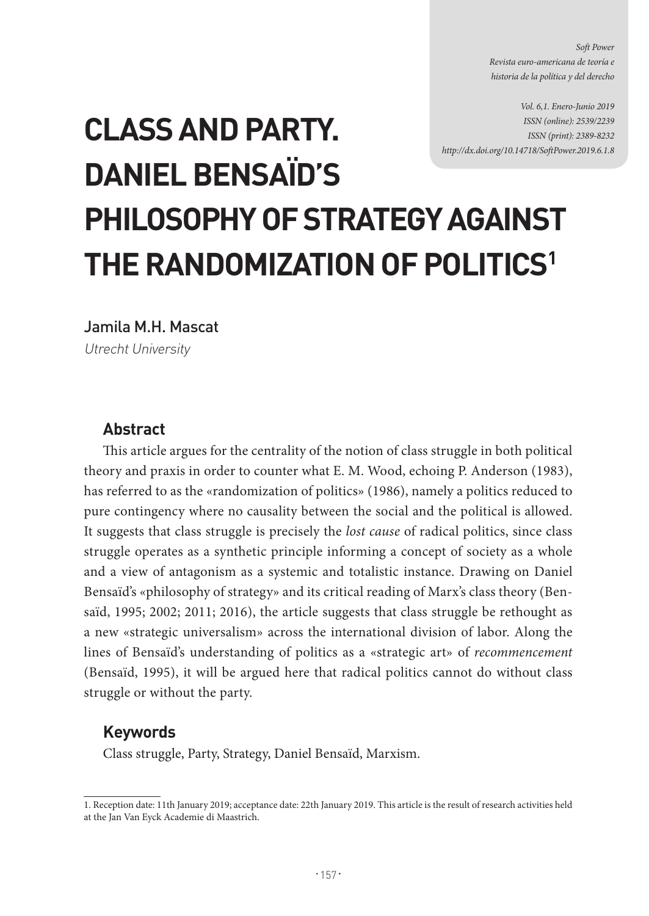# CLASS AND PARTY. DANIEL BENSAÏD'S PHILOSOPHY OF STRATEGY AGAINST THE RANDOMIZATION OF POLITICS[1]

Jamila M.H. Mascat

*Utrecht University*

## Abstract

This article argues for the centrality of the notion of class struggle in both political theory and praxis in order to counter what E. M. Wood, echoing P. Anderson (1983), has referred to as the «randomization of politics» (1986), namely a politics reduced to pure contingency where no causality between the social and the political is allowed. It suggests that class struggle is precisely the *lost cause* of radical politics, since class struggle operates as a synthetic principle informing a concept of society as a whole and a view of antagonism as a systemic and totalistic instance. Drawing on Daniel Bensaïd's «philosophy of strategy» and its critical reading of Marx's class theory (Bensaïd, 1995; 2002; 2011; 2016), the article suggests that class struggle be rethought as a new «strategic universalism» across the international division of labor. Along the lines of Bensaïd's understanding of politics as a «strategic art» of *recommencement* (Bensaïd, 1995), it will be argued here that radical politics cannot do without class struggle or without the party.

## Keywords

Class struggle, Party, Strategy, Daniel Bensaïd, Marxism.

---

1. Reception date: 11th January 2019; acceptance date: 22th January 2019. This article is the result of research activities held at the Jan Van Eyck Academie di Maastrich.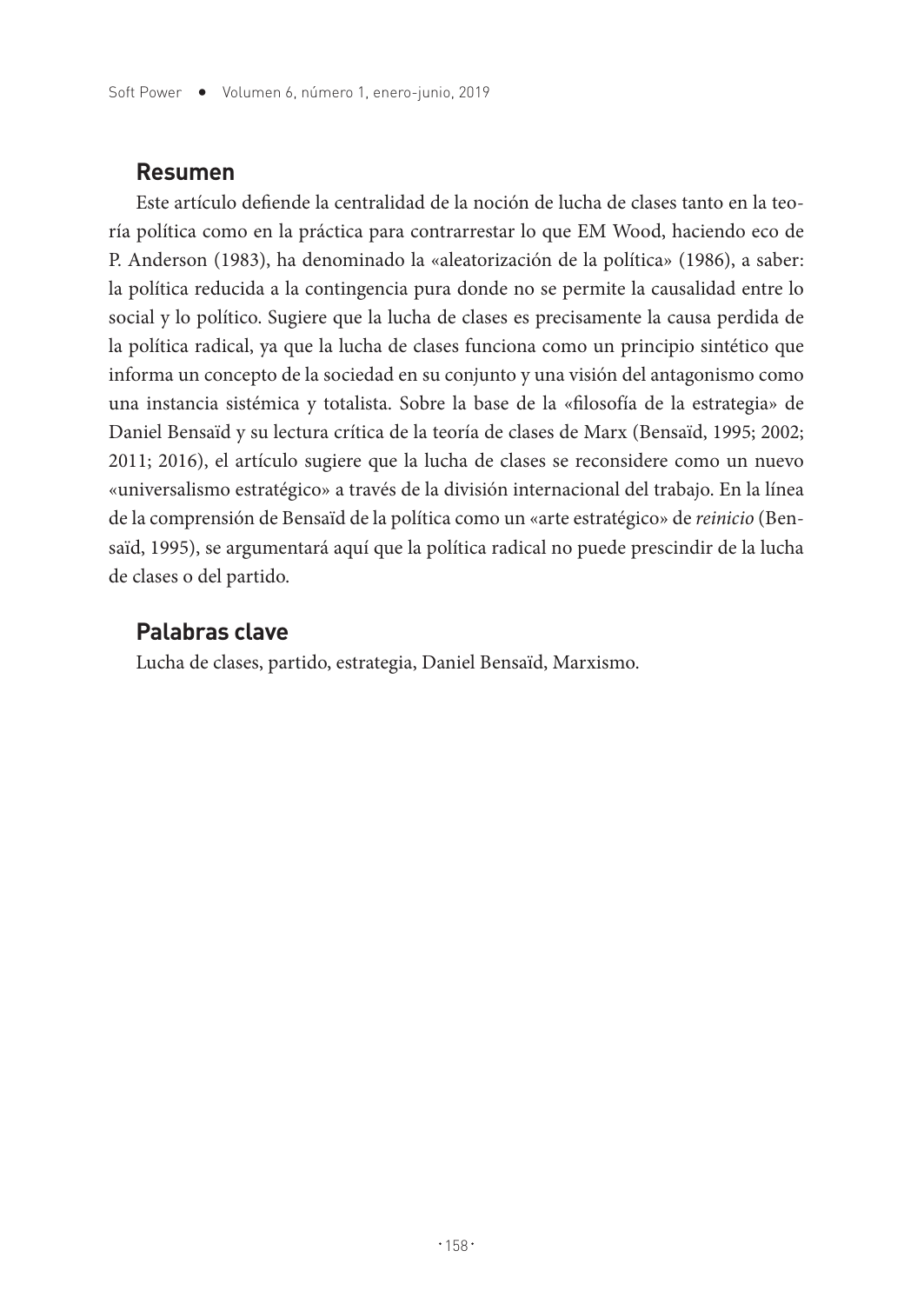## Resumen

Este artículo defiende la centralidad de la noción de lucha de clases tanto en la teoría política como en la práctica para contrarrestar lo que EM Wood, haciendo eco de P. Anderson (1983), ha denominado la «aleatorización de la política» (1986), a saber: la política reducida a la contingencia pura donde no se permite la causalidad entre lo social y lo político. Sugiere que la lucha de clases es precisamente la causa perdida de la política radical, ya que la lucha de clases funciona como un principio sintético que informa un concepto de la sociedad en su conjunto y una visión del antagonismo como una instancia sistémica y totalista. Sobre la base de la «filosofía de la estrategia» de Daniel Bensaïd y su lectura crítica de la teoría de clases de Marx (Bensaïd, 1995; 2002; 2011; 2016), el artículo sugiere que la lucha de clases se reconsidere como un nuevo «universalismo estratégico» a través de la división internacional del trabajo. En la línea de la comprensión de Bensaïd de la política como un «arte estratégico» de *reinicio* (Bensaïd, 1995), se argumentará aquí que la política radical no puede prescindir de la lucha de clases o del partido.

## Palabras clave

Lucha de clases, partido, estrategia, Daniel Bensaïd, Marxismo.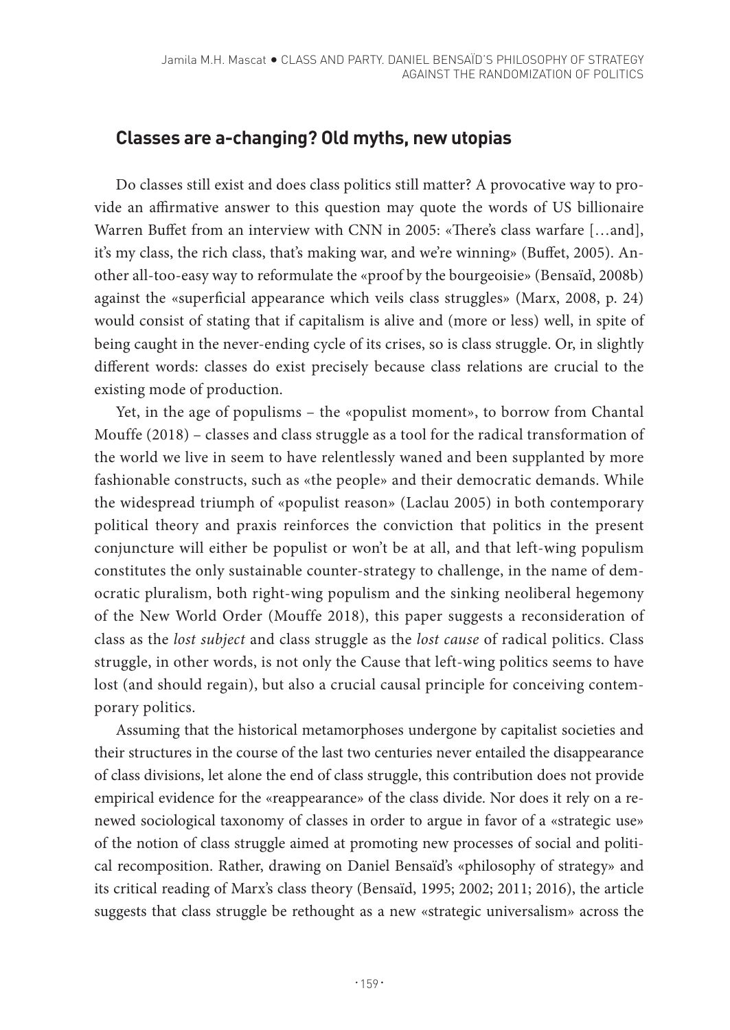## Classes are a-changing? Old myths, new utopias

Do classes still exist and does class politics still matter? A provocative way to provide an affirmative answer to this question may quote the words of US billionaire Warren Buffet from an interview with CNN in 2005: «There's class warfare […and], it's my class, the rich class, that's making war, and we're winning» (Buffet, 2005). Another all-too-easy way to reformulate the «proof by the bourgeoisie» (Bensaïd, 2008b) against the «superficial appearance which veils class struggles» (Marx, 2008, p. 24) would consist of stating that if capitalism is alive and (more or less) well, in spite of being caught in the never-ending cycle of its crises, so is class struggle. Or, in slightly different words: classes do exist precisely because class relations are crucial to the existing mode of production.

Yet, in the age of populisms – the «populist moment», to borrow from Chantal Mouffe (2018) – classes and class struggle as a tool for the radical transformation of the world we live in seem to have relentlessly waned and been supplanted by more fashionable constructs, such as «the people» and their democratic demands. While the widespread triumph of «populist reason» (Laclau 2005) in both contemporary political theory and praxis reinforces the conviction that politics in the present conjuncture will either be populist or won't be at all, and that left-wing populism constitutes the only sustainable counter-strategy to challenge, in the name of democratic pluralism, both right-wing populism and the sinking neoliberal hegemony of the New World Order (Mouffe 2018), this paper suggests a reconsideration of class as the *lost subject* and class struggle as the *lost cause* of radical politics. Class struggle, in other words, is not only the Cause that left-wing politics seems to have lost (and should regain), but also a crucial causal principle for conceiving contemporary politics.

Assuming that the historical metamorphoses undergone by capitalist societies and their structures in the course of the last two centuries never entailed the disappearance of class divisions, let alone the end of class struggle, this contribution does not provide empirical evidence for the «reappearance» of the class divide. Nor does it rely on a renewed sociological taxonomy of classes in order to argue in favor of a «strategic use» of the notion of class struggle aimed at promoting new processes of social and political recomposition. Rather, drawing on Daniel Bensaïd's «philosophy of strategy» and its critical reading of Marx's class theory (Bensaïd, 1995; 2002; 2011; 2016), the article suggests that class struggle be rethought as a new «strategic universalism» across the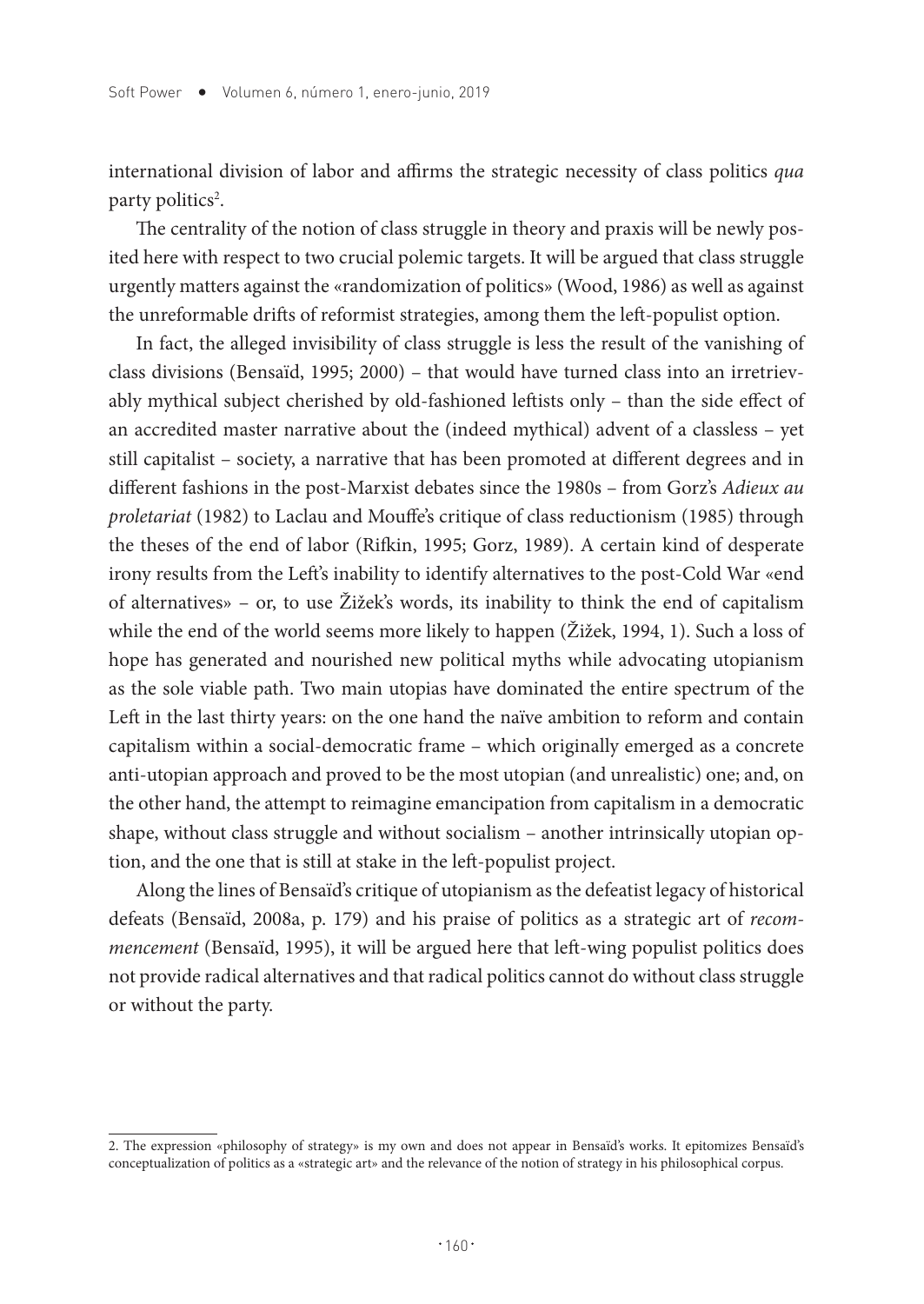international division of labor and affirms the strategic necessity of class politics *qua* party politics[2].

The centrality of the notion of class struggle in theory and praxis will be newly posited here with respect to two crucial polemic targets. It will be argued that class struggle urgently matters against the «randomization of politics» (Wood, 1986) as well as against the unreformable drifts of reformist strategies, among them the left-populist option.

In fact, the alleged invisibility of class struggle is less the result of the vanishing of class divisions (Bensaïd, 1995; 2000) – that would have turned class into an irretrievably mythical subject cherished by old-fashioned leftists only – than the side effect of an accredited master narrative about the (indeed mythical) advent of a classless – yet still capitalist – society, a narrative that has been promoted at different degrees and in different fashions in the post-Marxist debates since the 1980s – from Gorz's *Adieux au proletariat* (1982) to Laclau and Mouffe's critique of class reductionism (1985) through the theses of the end of labor (Rifkin, 1995; Gorz, 1989). A certain kind of desperate irony results from the Left's inability to identify alternatives to the post-Cold War «end of alternatives» – or, to use Žižek's words, its inability to think the end of capitalism while the end of the world seems more likely to happen (Žižek, 1994, 1). Such a loss of hope has generated and nourished new political myths while advocating utopianism as the sole viable path. Two main utopias have dominated the entire spectrum of the Left in the last thirty years: on the one hand the naïve ambition to reform and contain capitalism within a social-democratic frame – which originally emerged as a concrete anti-utopian approach and proved to be the most utopian (and unrealistic) one; and, on the other hand, the attempt to reimagine emancipation from capitalism in a democratic shape, without class struggle and without socialism – another intrinsically utopian option, and the one that is still at stake in the left-populist project.

Along the lines of Bensaïd's critique of utopianism as the defeatist legacy of historical defeats (Bensaïd, 2008a, p. 179) and his praise of politics as a strategic art of *recommencement* (Bensaïd, 1995), it will be argued here that left-wing populist politics does not provide radical alternatives and that radical politics cannot do without class struggle or without the party.

---

2. The expression «philosophy of strategy» is my own and does not appear in Bensaïd's works. It epitomizes Bensaïd's conceptualization of politics as a «strategic art» and the relevance of the notion of strategy in his philosophical corpus.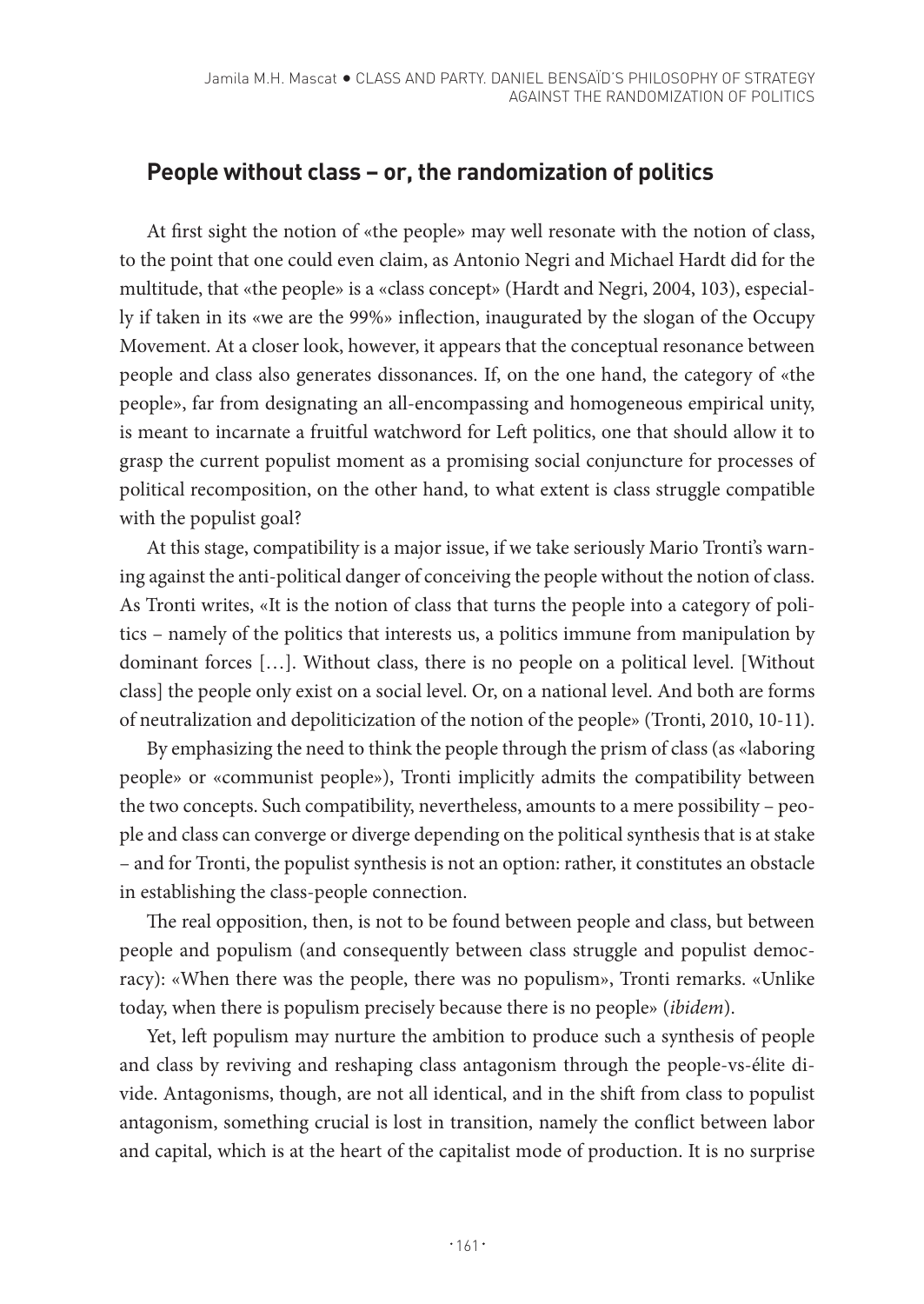## People without class – or, the randomization of politics

At first sight the notion of «the people» may well resonate with the notion of class, to the point that one could even claim, as Antonio Negri and Michael Hardt did for the multitude, that «the people» is a «class concept» (Hardt and Negri, 2004, 103), especially if taken in its «we are the 99%» inflection, inaugurated by the slogan of the Occupy Movement. At a closer look, however, it appears that the conceptual resonance between people and class also generates dissonances. If, on the one hand, the category of «the people», far from designating an all-encompassing and homogeneous empirical unity, is meant to incarnate a fruitful watchword for Left politics, one that should allow it to grasp the current populist moment as a promising social conjuncture for processes of political recomposition, on the other hand, to what extent is class struggle compatible with the populist goal?

At this stage, compatibility is a major issue, if we take seriously Mario Tronti's warning against the anti-political danger of conceiving the people without the notion of class. As Tronti writes, «It is the notion of class that turns the people into a category of politics – namely of the politics that interests us, a politics immune from manipulation by dominant forces […]. Without class, there is no people on a political level. [Without class] the people only exist on a social level. Or, on a national level. And both are forms of neutralization and depoliticization of the notion of the people» (Tronti, 2010, 10-11).

By emphasizing the need to think the people through the prism of class (as «laboring people» or «communist people»), Tronti implicitly admits the compatibility between the two concepts. Such compatibility, nevertheless, amounts to a mere possibility – people and class can converge or diverge depending on the political synthesis that is at stake – and for Tronti, the populist synthesis is not an option: rather, it constitutes an obstacle in establishing the class-people connection.

The real opposition, then, is not to be found between people and class, but between people and populism (and consequently between class struggle and populist democracy): «When there was the people, there was no populism», Tronti remarks. «Unlike today, when there is populism precisely because there is no people» (*ibidem*).

Yet, left populism may nurture the ambition to produce such a synthesis of people and class by reviving and reshaping class antagonism through the people-vs-élite divide. Antagonisms, though, are not all identical, and in the shift from class to populist antagonism, something crucial is lost in transition, namely the conflict between labor and capital, which is at the heart of the capitalist mode of production. It is no surprise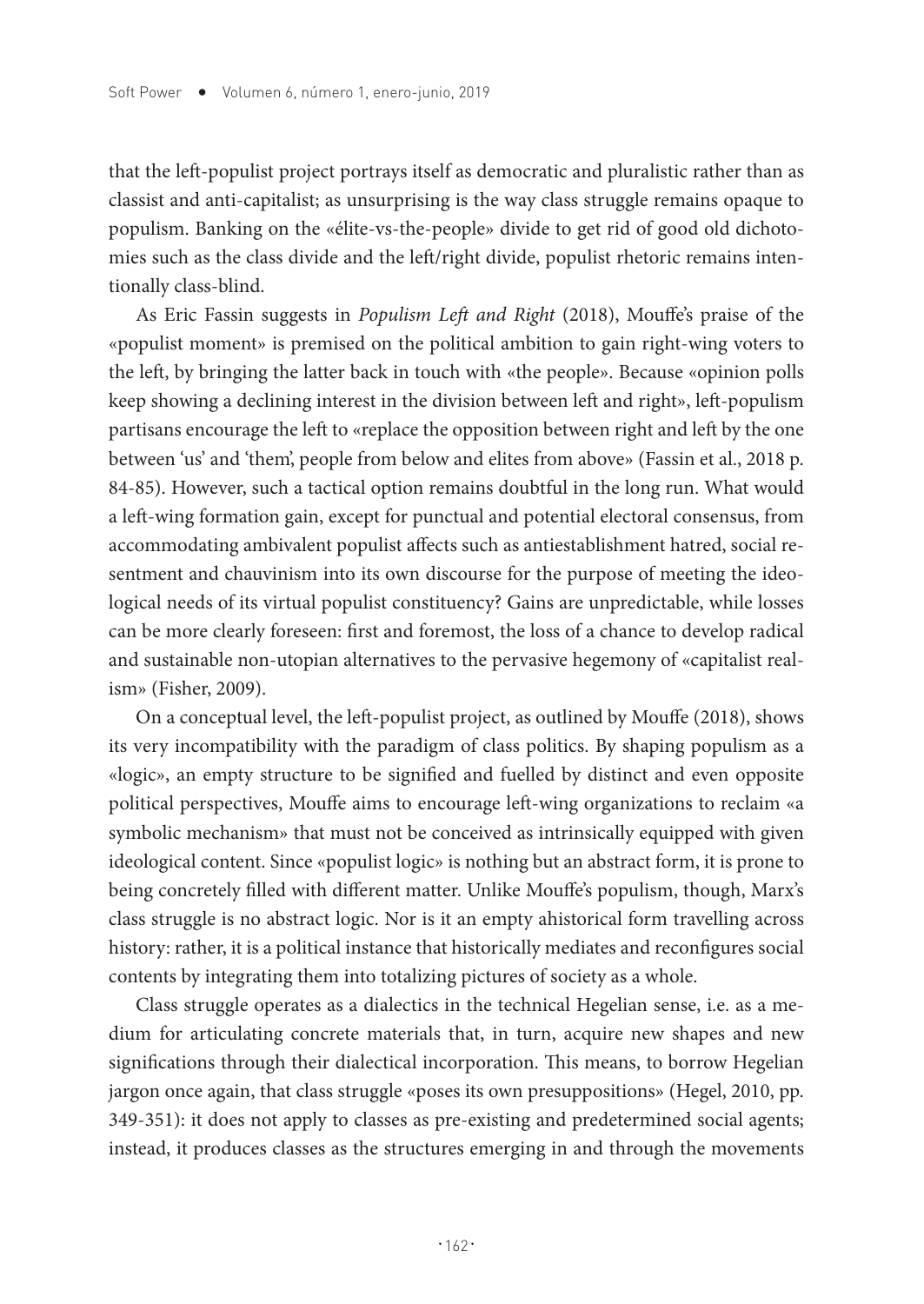that the left-populist project portrays itself as democratic and pluralistic rather than as classist and anti-capitalist; as unsurprising is the way class struggle remains opaque to populism. Banking on the «élite-vs-the-people» divide to get rid of good old dichotomies such as the class divide and the left/right divide, populist rhetoric remains intentionally class-blind.

As Eric Fassin suggests in *Populism Left and Right* (2018), Mouffe's praise of the «populist moment» is premised on the political ambition to gain right-wing voters to the left, by bringing the latter back in touch with «the people». Because «opinion polls keep showing a declining interest in the division between left and right», left-populism partisans encourage the left to «replace the opposition between right and left by the one between 'us' and 'them', people from below and elites from above» (Fassin et al., 2018 p. 84-85). However, such a tactical option remains doubtful in the long run. What would a left-wing formation gain, except for punctual and potential electoral consensus, from accommodating ambivalent populist affects such as antiestablishment hatred, social resentment and chauvinism into its own discourse for the purpose of meeting the ideological needs of its virtual populist constituency? Gains are unpredictable, while losses can be more clearly foreseen: first and foremost, the loss of a chance to develop radical and sustainable non-utopian alternatives to the pervasive hegemony of «capitalist realism» (Fisher, 2009).

On a conceptual level, the left-populist project, as outlined by Mouffe (2018), shows its very incompatibility with the paradigm of class politics. By shaping populism as a «logic», an empty structure to be signified and fuelled by distinct and even opposite political perspectives, Mouffe aims to encourage left-wing organizations to reclaim «a symbolic mechanism» that must not be conceived as intrinsically equipped with given ideological content. Since «populist logic» is nothing but an abstract form, it is prone to being concretely filled with different matter. Unlike Mouffe's populism, though, Marx's class struggle is no abstract logic. Nor is it an empty ahistorical form travelling across history: rather, it is a political instance that historically mediates and reconfigures social contents by integrating them into totalizing pictures of society as a whole.

Class struggle operates as a dialectics in the technical Hegelian sense, i.e. as a medium for articulating concrete materials that, in turn, acquire new shapes and new significations through their dialectical incorporation. This means, to borrow Hegelian jargon once again, that class struggle «poses its own presuppositions» (Hegel, 2010, pp. 349-351): it does not apply to classes as pre-existing and predetermined social agents; instead, it produces classes as the structures emerging in and through the movements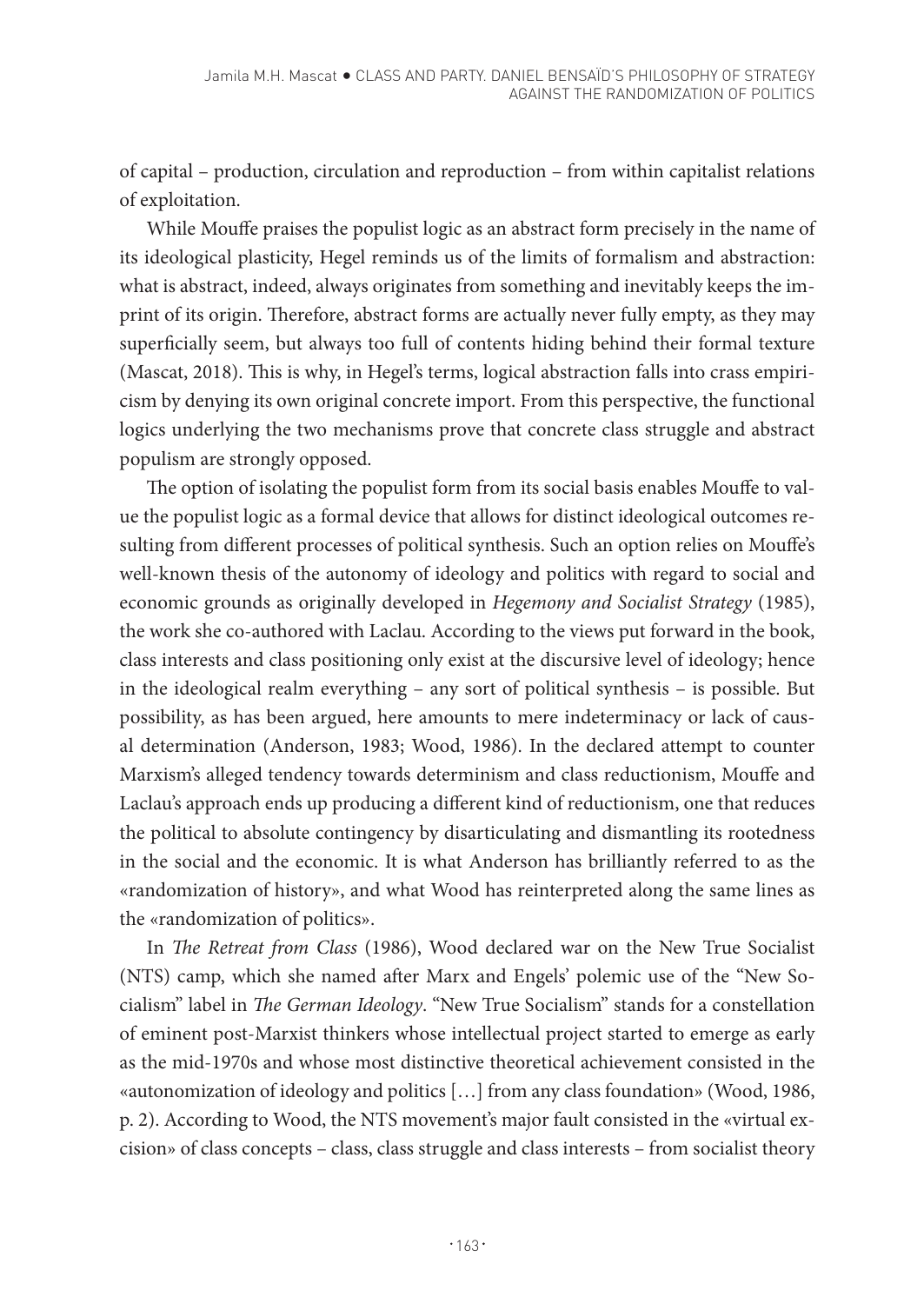of capital – production, circulation and reproduction – from within capitalist relations of exploitation.

While Mouffe praises the populist logic as an abstract form precisely in the name of its ideological plasticity, Hegel reminds us of the limits of formalism and abstraction: what is abstract, indeed, always originates from something and inevitably keeps the imprint of its origin. Therefore, abstract forms are actually never fully empty, as they may superficially seem, but always too full of contents hiding behind their formal texture (Mascat, 2018). This is why, in Hegel's terms, logical abstraction falls into crass empiricism by denying its own original concrete import. From this perspective, the functional logics underlying the two mechanisms prove that concrete class struggle and abstract populism are strongly opposed.

The option of isolating the populist form from its social basis enables Mouffe to value the populist logic as a formal device that allows for distinct ideological outcomes resulting from different processes of political synthesis. Such an option relies on Mouffe's well-known thesis of the autonomy of ideology and politics with regard to social and economic grounds as originally developed in *Hegemony and Socialist Strategy* (1985), the work she co-authored with Laclau. According to the views put forward in the book, class interests and class positioning only exist at the discursive level of ideology; hence in the ideological realm everything – any sort of political synthesis – is possible. But possibility, as has been argued, here amounts to mere indeterminacy or lack of causal determination (Anderson, 1983; Wood, 1986). In the declared attempt to counter Marxism's alleged tendency towards determinism and class reductionism, Mouffe and Laclau's approach ends up producing a different kind of reductionism, one that reduces the political to absolute contingency by disarticulating and dismantling its rootedness in the social and the economic. It is what Anderson has brilliantly referred to as the «randomization of history», and what Wood has reinterpreted along the same lines as the «randomization of politics».

In *The Retreat from Class* (1986), Wood declared war on the New True Socialist (NTS) camp, which she named after Marx and Engels' polemic use of the "New Socialism" label in *The German Ideology*. "New True Socialism" stands for a constellation of eminent post-Marxist thinkers whose intellectual project started to emerge as early as the mid-1970s and whose most distinctive theoretical achievement consisted in the «autonomization of ideology and politics […] from any class foundation» (Wood, 1986, p. 2). According to Wood, the NTS movement's major fault consisted in the «virtual excision» of class concepts – class, class struggle and class interests – from socialist theory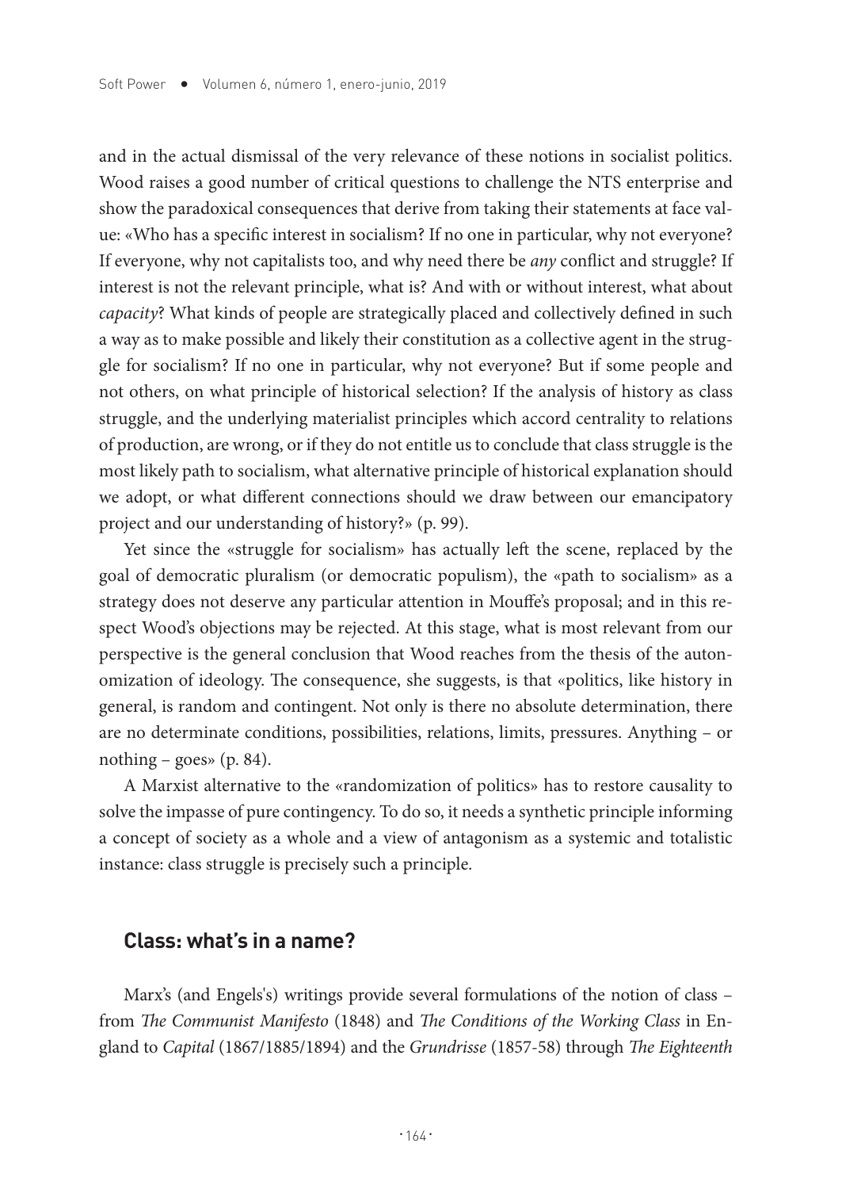and in the actual dismissal of the very relevance of these notions in socialist politics. Wood raises a good number of critical questions to challenge the NTS enterprise and show the paradoxical consequences that derive from taking their statements at face value: «Who has a specific interest in socialism? If no one in particular, why not everyone? If everyone, why not capitalists too, and why need there be *any* conflict and struggle? If interest is not the relevant principle, what is? And with or without interest, what about *capacity*? What kinds of people are strategically placed and collectively defined in such a way as to make possible and likely their constitution as a collective agent in the struggle for socialism? If no one in particular, why not everyone? But if some people and not others, on what principle of historical selection? If the analysis of history as class struggle, and the underlying materialist principles which accord centrality to relations of production, are wrong, or if they do not entitle us to conclude that class struggle is the most likely path to socialism, what alternative principle of historical explanation should we adopt, or what different connections should we draw between our emancipatory project and our understanding of history?» (p. 99).

Yet since the «struggle for socialism» has actually left the scene, replaced by the goal of democratic pluralism (or democratic populism), the «path to socialism» as a strategy does not deserve any particular attention in Mouffe's proposal; and in this respect Wood's objections may be rejected. At this stage, what is most relevant from our perspective is the general conclusion that Wood reaches from the thesis of the autonomization of ideology. The consequence, she suggests, is that «politics, like history in general, is random and contingent. Not only is there no absolute determination, there are no determinate conditions, possibilities, relations, limits, pressures. Anything – or nothing – goes» (p. 84).

A Marxist alternative to the «randomization of politics» has to restore causality to solve the impasse of pure contingency. To do so, it needs a synthetic principle informing a concept of society as a whole and a view of antagonism as a systemic and totalistic instance: class struggle is precisely such a principle.

## Class: what's in a name?

Marx's (and Engels's) writings provide several formulations of the notion of class – from *The Communist Manifesto* (1848) and *The Conditions of the Working Class* in England to *Capital* (1867/1885/1894) and the *Grundrisse* (1857-58) through *The Eighteenth*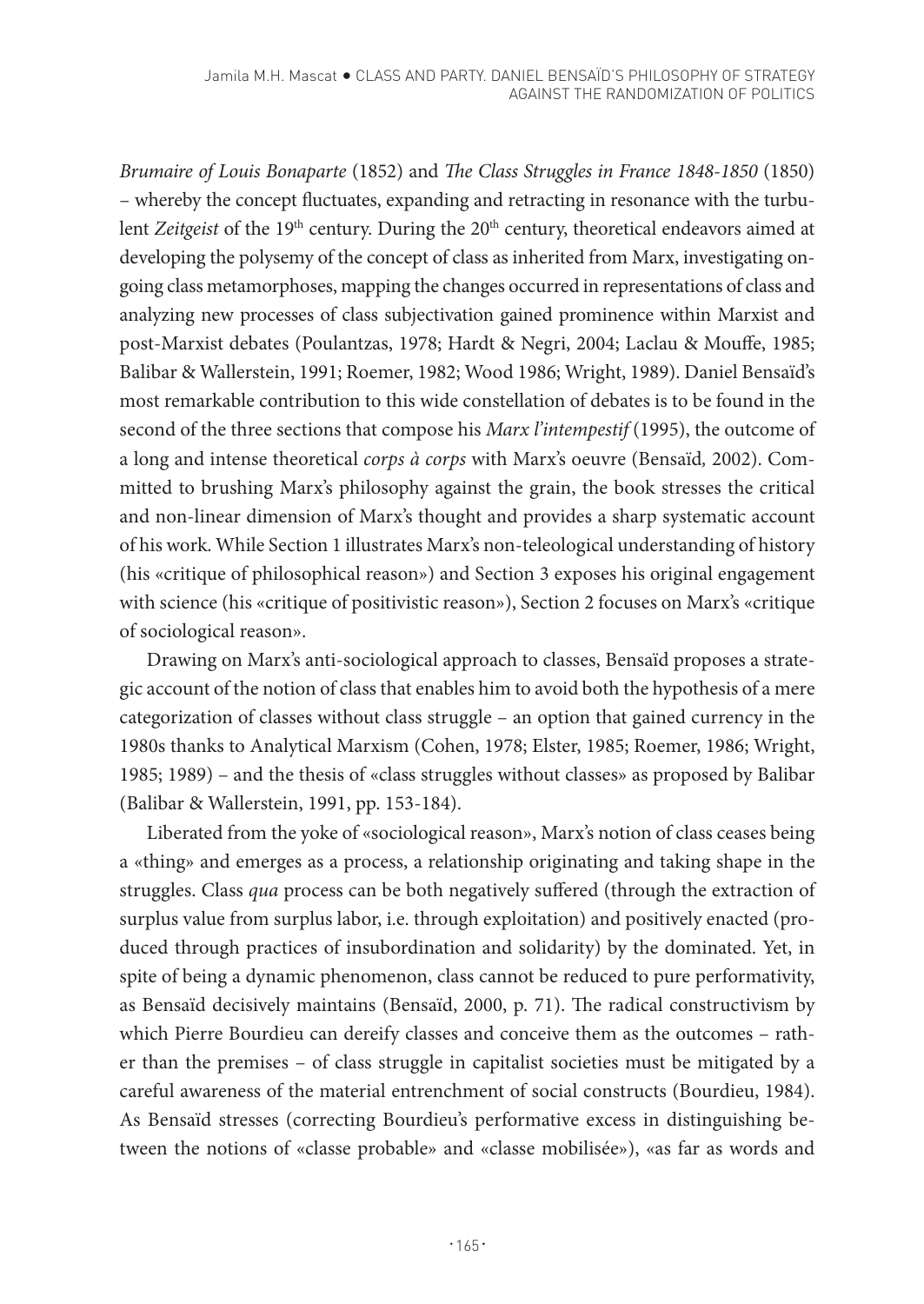*Brumaire of Louis Bonaparte* (1852) and *The Class Struggles in France 1848-1850* (1850) – whereby the concept fluctuates, expanding and retracting in resonance with the turbulent *Zeitgeist* of the 19th century. During the 20th century, theoretical endeavors aimed at developing the polysemy of the concept of class as inherited from Marx, investigating ongoing class metamorphoses, mapping the changes occurred in representations of class and analyzing new processes of class subjectivation gained prominence within Marxist and post-Marxist debates (Poulantzas, 1978; Hardt & Negri, 2004; Laclau & Mouffe, 1985; Balibar & Wallerstein, 1991; Roemer, 1982; Wood 1986; Wright, 1989). Daniel Bensaïd's most remarkable contribution to this wide constellation of debates is to be found in the second of the three sections that compose his *Marx l'intempestif* (1995), the outcome of a long and intense theoretical *corps à corps* with Marx's oeuvre (Bensaïd, 2002). Committed to brushing Marx's philosophy against the grain, the book stresses the critical and non-linear dimension of Marx's thought and provides a sharp systematic account of his work. While Section 1 illustrates Marx's non-teleological understanding of history (his «critique of philosophical reason») and Section 3 exposes his original engagement with science (his «critique of positivistic reason»), Section 2 focuses on Marx's «critique of sociological reason».

Drawing on Marx's anti-sociological approach to classes, Bensaïd proposes a strategic account of the notion of class that enables him to avoid both the hypothesis of a mere categorization of classes without class struggle – an option that gained currency in the 1980s thanks to Analytical Marxism (Cohen, 1978; Elster, 1985; Roemer, 1986; Wright, 1985; 1989) – and the thesis of «class struggles without classes» as proposed by Balibar (Balibar & Wallerstein, 1991, pp. 153-184).

Liberated from the yoke of «sociological reason», Marx's notion of class ceases being a «thing» and emerges as a process, a relationship originating and taking shape in the struggles. Class *qua* process can be both negatively suffered (through the extraction of surplus value from surplus labor, i.e. through exploitation) and positively enacted (produced through practices of insubordination and solidarity) by the dominated. Yet, in spite of being a dynamic phenomenon, class cannot be reduced to pure performativity, as Bensaïd decisively maintains (Bensaïd, 2000, p. 71). The radical constructivism by which Pierre Bourdieu can dereify classes and conceive them as the outcomes – rather than the premises – of class struggle in capitalist societies must be mitigated by a careful awareness of the material entrenchment of social constructs (Bourdieu, 1984). As Bensaïd stresses (correcting Bourdieu's performative excess in distinguishing between the notions of «classe probable» and «classe mobilisée»), «as far as words and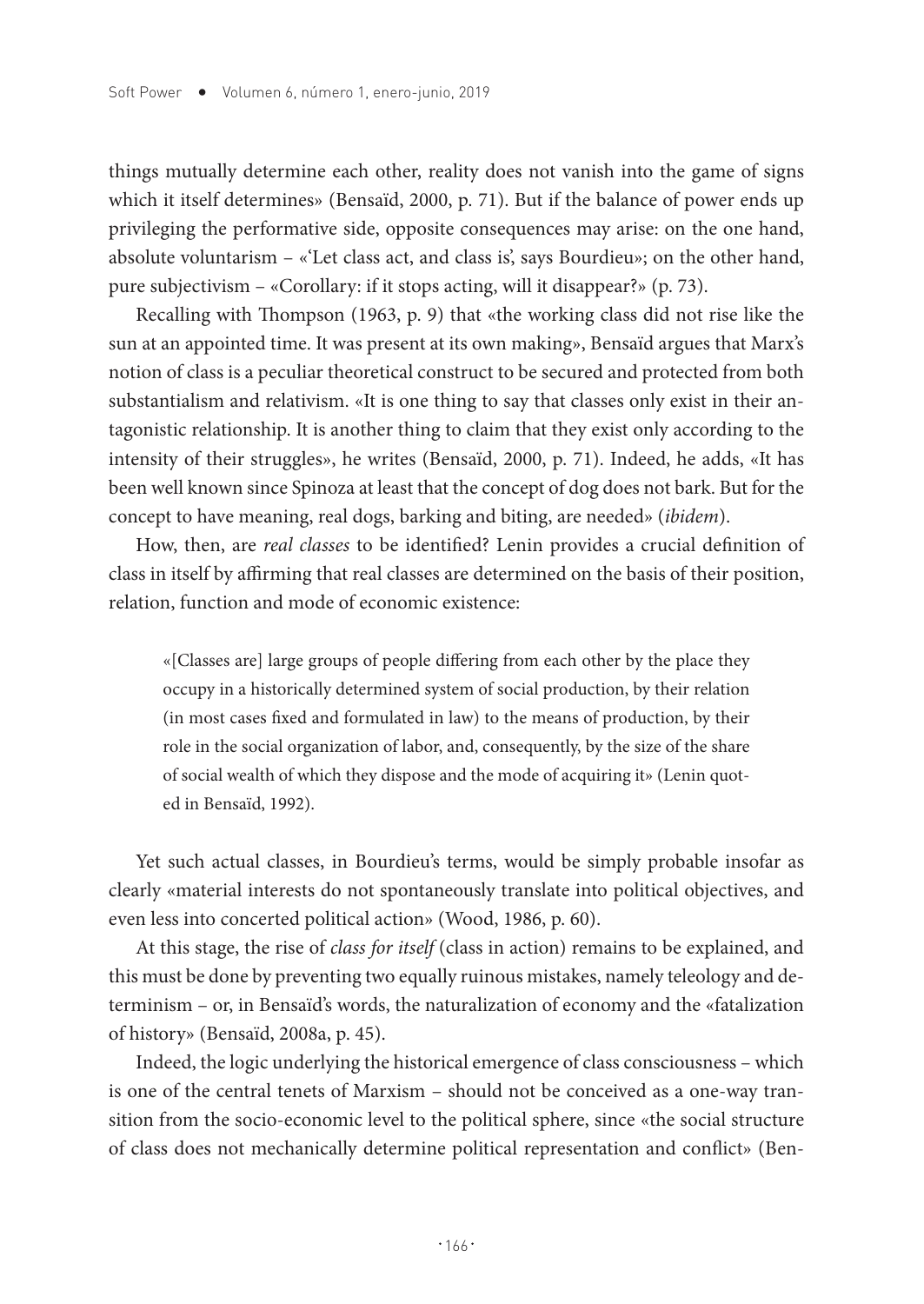things mutually determine each other, reality does not vanish into the game of signs which it itself determines» (Bensaïd, 2000, p. 71). But if the balance of power ends up privileging the performative side, opposite consequences may arise: on the one hand, absolute voluntarism – «'Let class act, and class is', says Bourdieu»; on the other hand, pure subjectivism – «Corollary: if it stops acting, will it disappear?» (p. 73).

Recalling with Thompson (1963, p. 9) that «the working class did not rise like the sun at an appointed time. It was present at its own making», Bensaïd argues that Marx's notion of class is a peculiar theoretical construct to be secured and protected from both substantialism and relativism. «It is one thing to say that classes only exist in their antagonistic relationship. It is another thing to claim that they exist only according to the intensity of their struggles», he writes (Bensaïd, 2000, p. 71). Indeed, he adds, «It has been well known since Spinoza at least that the concept of dog does not bark. But for the concept to have meaning, real dogs, barking and biting, are needed» (*ibidem*).

How, then, are *real classes* to be identified? Lenin provides a crucial definition of class in itself by affirming that real classes are determined on the basis of their position, relation, function and mode of economic existence:

> «[Classes are] large groups of people differing from each other by the place they occupy in a historically determined system of social production, by their relation (in most cases fixed and formulated in law) to the means of production, by their role in the social organization of labor, and, consequently, by the size of the share of social wealth of which they dispose and the mode of acquiring it» (Lenin quoted in Bensaïd, 1992).

Yet such actual classes, in Bourdieu's terms, would be simply probable insofar as clearly «material interests do not spontaneously translate into political objectives, and even less into concerted political action» (Wood, 1986, p. 60).

At this stage, the rise of *class for itself* (class in action) remains to be explained, and this must be done by preventing two equally ruinous mistakes, namely teleology and determinism – or, in Bensaïd's words, the naturalization of economy and the «fatalization of history» (Bensaïd, 2008a, p. 45).

Indeed, the logic underlying the historical emergence of class consciousness – which is one of the central tenets of Marxism – should not be conceived as a one-way transition from the socio-economic level to the political sphere, since «the social structure of class does not mechanically determine political representation and conflict» (Ben-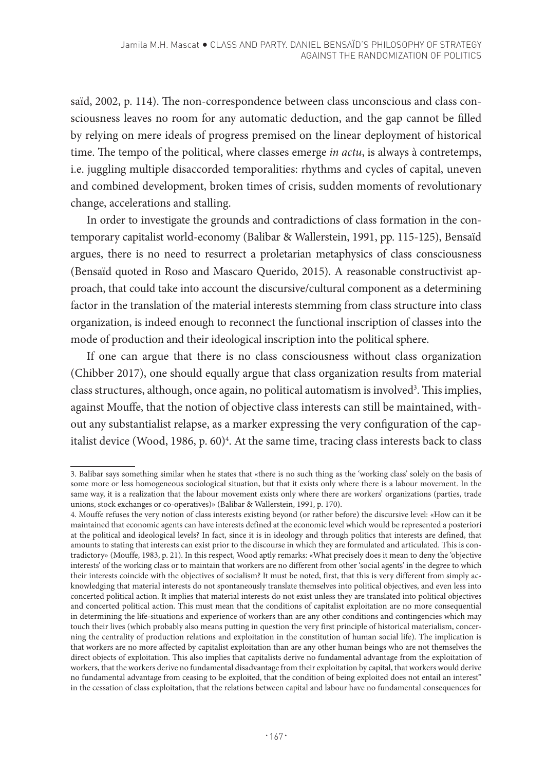saïd, 2002, p. 114). The non-correspondence between class unconscious and class consciousness leaves no room for any automatic deduction, and the gap cannot be filled by relying on mere ideals of progress premised on the linear deployment of historical time. The tempo of the political, where classes emerge *in actu*, is always à contretemps, i.e. juggling multiple disaccorded temporalities: rhythms and cycles of capital, uneven and combined development, broken times of crisis, sudden moments of revolutionary change, accelerations and stalling.

In order to investigate the grounds and contradictions of class formation in the contemporary capitalist world-economy (Balibar & Wallerstein, 1991, pp. 115-125), Bensaïd argues, there is no need to resurrect a proletarian metaphysics of class consciousness (Bensaïd quoted in Roso and Mascaro Querido, 2015). A reasonable constructivist approach, that could take into account the discursive/cultural component as a determining factor in the translation of the material interests stemming from class structure into class organization, is indeed enough to reconnect the functional inscription of classes into the mode of production and their ideological inscription into the political sphere.

If one can argue that there is no class consciousness without class organization (Chibber 2017), one should equally argue that class organization results from material class structures, although, once again, no political automatism is involved[3]. This implies, against Mouffe, that the notion of objective class interests can still be maintained, without any substantialist relapse, as a marker expressing the very configuration of the capitalist device (Wood, 1986, p. 60)[4]. At the same time, tracing class interests back to class

3. Balibar says something similar when he states that «there is no such thing as the 'working class' solely on the basis of some more or less homogeneous sociological situation, but that it exists only where there is a labour movement. In the same way, it is a realization that the labour movement exists only where there are workers' organizations (parties, trade unions, stock exchanges or co-operatives)» (Balibar & Wallerstein, 1991, p. 170).

4. Mouffe refuses the very notion of class interests existing beyond (or rather before) the discursive level: «How can it be maintained that economic agents can have interests defined at the economic level which would be represented a posteriori at the political and ideological levels? In fact, since it is in ideology and through politics that interests are defined, that amounts to stating that interests can exist prior to the discourse in which they are formulated and articulated. This is contradictory» (Mouffe, 1983, p. 21). In this respect, Wood aptly remarks: «What precisely does it mean to deny the 'objective interests' of the working class or to maintain that workers are no different from other 'social agents' in the degree to which their interests coincide with the objectives of socialism? It must be noted, first, that this is very different from simply acknowledging that material interests do not spontaneously translate themselves into political objectives, and even less into concerted political action. It implies that material interests do not exist unless they are translated into political objectives and concerted political action. This must mean that the conditions of capitalist exploitation are no more consequential in determining the life-situations and experience of workers than are any other conditions and contingencies which may touch their lives (which probably also means putting in question the very first principle of historical materialism, concerning the centrality of production relations and exploitation in the constitution of human social life). The implication is that workers are no more affected by capitalist exploitation than are any other human beings who are not themselves the direct objects of exploitation. This also implies that capitalists derive no fundamental advantage from the exploitation of workers, that the workers derive no fundamental disadvantage from their exploitation by capital, that workers would derive no fundamental advantage from ceasing to be exploited, that the condition of being exploited does not entail an interest" in the cessation of class exploitation, that the relations between capital and labour have no fundamental consequences for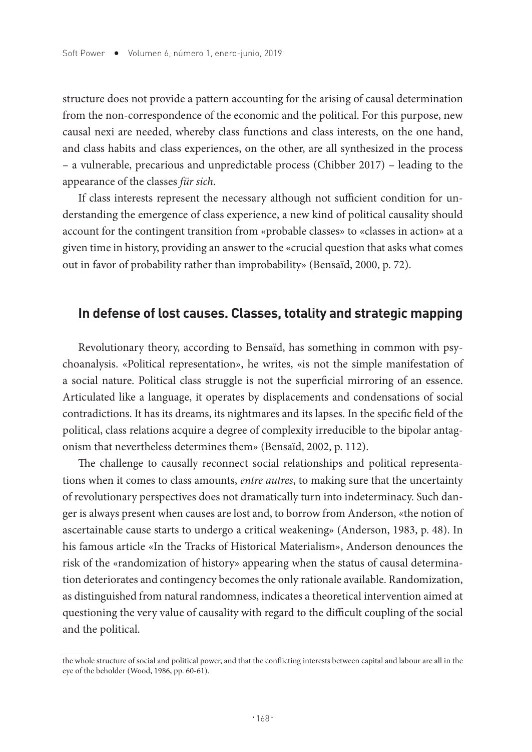structure does not provide a pattern accounting for the arising of causal determination from the non-correspondence of the economic and the political. For this purpose, new causal nexi are needed, whereby class functions and class interests, on the one hand, and class habits and class experiences, on the other, are all synthesized in the process – a vulnerable, precarious and unpredictable process (Chibber 2017) – leading to the appearance of the classes *für sich*.

If class interests represent the necessary although not sufficient condition for understanding the emergence of class experience, a new kind of political causality should account for the contingent transition from «probable classes» to «classes in action» at a given time in history, providing an answer to the «crucial question that asks what comes out in favor of probability rather than improbability» (Bensaïd, 2000, p. 72).

## In defense of lost causes. Classes, totality and strategic mapping

Revolutionary theory, according to Bensaïd, has something in common with psychoanalysis. «Political representation», he writes, «is not the simple manifestation of a social nature. Political class struggle is not the superficial mirroring of an essence. Articulated like a language, it operates by displacements and condensations of social contradictions. It has its dreams, its nightmares and its lapses. In the specific field of the political, class relations acquire a degree of complexity irreducible to the bipolar antagonism that nevertheless determines them» (Bensaïd, 2002, p. 112).

The challenge to causally reconnect social relationships and political representations when it comes to class amounts, *entre autres*, to making sure that the uncertainty of revolutionary perspectives does not dramatically turn into indeterminacy. Such danger is always present when causes are lost and, to borrow from Anderson, «the notion of ascertainable cause starts to undergo a critical weakening» (Anderson, 1983, p. 48). In his famous article «In the Tracks of Historical Materialism», Anderson denounces the risk of the «randomization of history» appearing when the status of causal determination deteriorates and contingency becomes the only rationale available. Randomization, as distinguished from natural randomness, indicates a theoretical intervention aimed at questioning the very value of causality with regard to the difficult coupling of the social and the political.

the whole structure of social and political power, and that the conflicting interests between capital and labour are all in the eye of the beholder (Wood, 1986, pp. 60-61).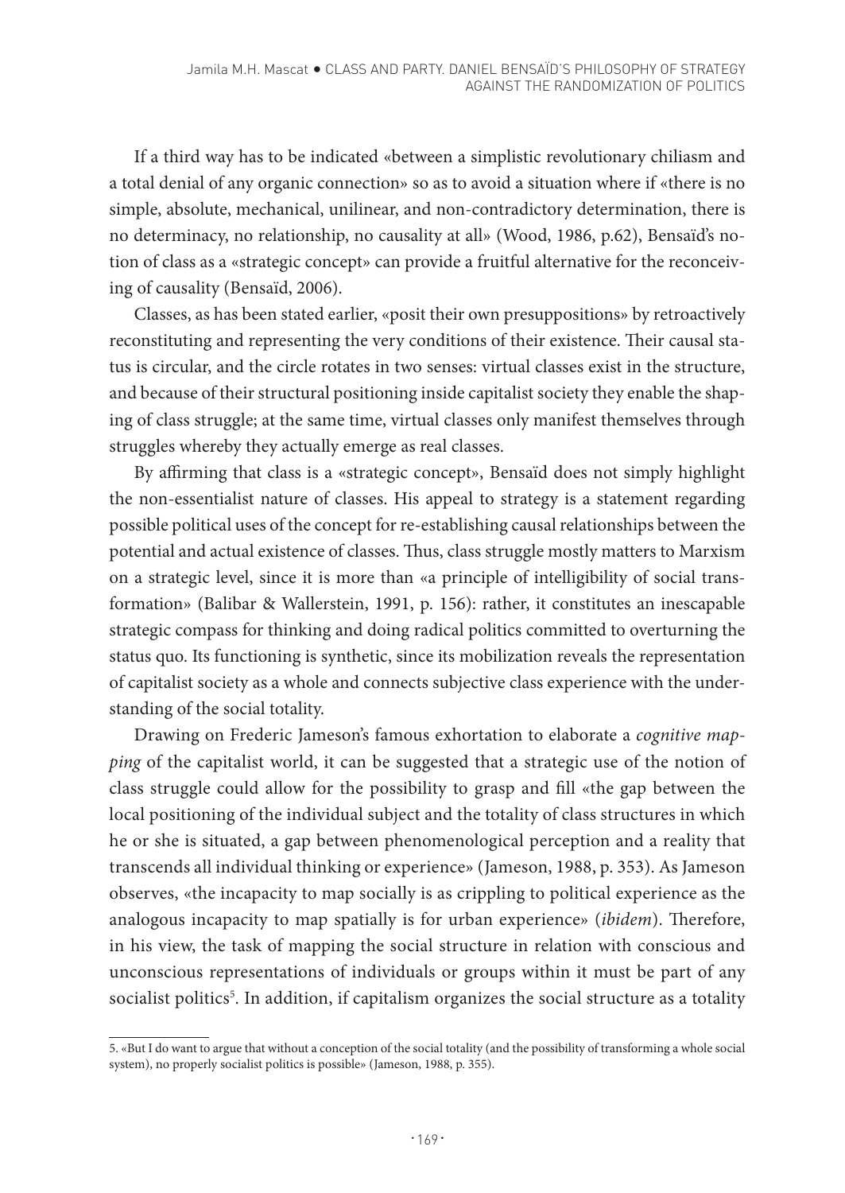If a third way has to be indicated «between a simplistic revolutionary chiliasm and a total denial of any organic connection» so as to avoid a situation where if «there is no simple, absolute, mechanical, unilinear, and non-contradictory determination, there is no determinacy, no relationship, no causality at all» (Wood, 1986, p.62), Bensaïd's notion of class as a «strategic concept» can provide a fruitful alternative for the reconceiving of causality (Bensaïd, 2006).

Classes, as has been stated earlier, «posit their own presuppositions» by retroactively reconstituting and representing the very conditions of their existence. Their causal status is circular, and the circle rotates in two senses: virtual classes exist in the structure, and because of their structural positioning inside capitalist society they enable the shaping of class struggle; at the same time, virtual classes only manifest themselves through struggles whereby they actually emerge as real classes.

By affirming that class is a «strategic concept», Bensaïd does not simply highlight the non-essentialist nature of classes. His appeal to strategy is a statement regarding possible political uses of the concept for re-establishing causal relationships between the potential and actual existence of classes. Thus, class struggle mostly matters to Marxism on a strategic level, since it is more than «a principle of intelligibility of social transformation» (Balibar & Wallerstein, 1991, p. 156): rather, it constitutes an inescapable strategic compass for thinking and doing radical politics committed to overturning the status quo. Its functioning is synthetic, since its mobilization reveals the representation of capitalist society as a whole and connects subjective class experience with the understanding of the social totality.

Drawing on Frederic Jameson's famous exhortation to elaborate a *cognitive mapping* of the capitalist world, it can be suggested that a strategic use of the notion of class struggle could allow for the possibility to grasp and fill «the gap between the local positioning of the individual subject and the totality of class structures in which he or she is situated, a gap between phenomenological perception and a reality that transcends all individual thinking or experience» (Jameson, 1988, p. 353). As Jameson observes, «the incapacity to map socially is as crippling to political experience as the analogous incapacity to map spatially is for urban experience» (*ibidem*). Therefore, in his view, the task of mapping the social structure in relation with conscious and unconscious representations of individuals or groups within it must be part of any socialist politics[5]. In addition, if capitalism organizes the social structure as a totality

5. «But I do want to argue that without a conception of the social totality (and the possibility of transforming a whole social system), no properly socialist politics is possible» (Jameson, 1988, p. 355).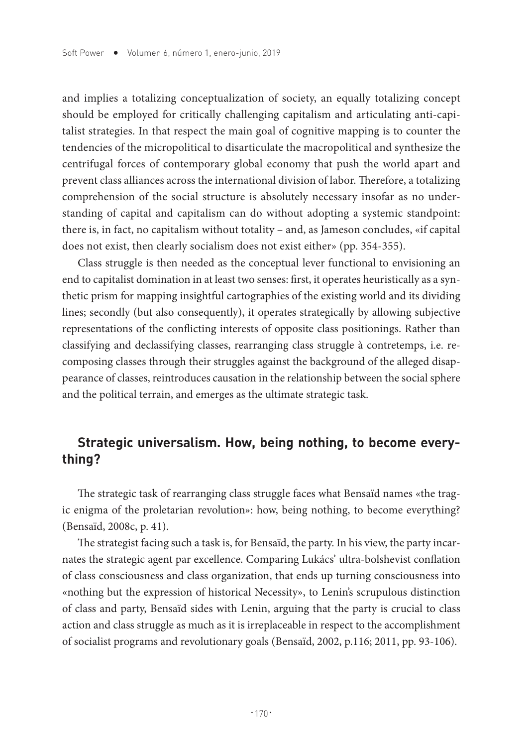and implies a totalizing conceptualization of society, an equally totalizing concept should be employed for critically challenging capitalism and articulating anti-capitalist strategies. In that respect the main goal of cognitive mapping is to counter the tendencies of the micropolitical to disarticulate the macropolitical and synthesize the centrifugal forces of contemporary global economy that push the world apart and prevent class alliances across the international division of labor. Therefore, a totalizing comprehension of the social structure is absolutely necessary insofar as no understanding of capital and capitalism can do without adopting a systemic standpoint: there is, in fact, no capitalism without totality – and, as Jameson concludes, «if capital does not exist, then clearly socialism does not exist either» (pp. 354-355).

Class struggle is then needed as the conceptual lever functional to envisioning an end to capitalist domination in at least two senses: first, it operates heuristically as a synthetic prism for mapping insightful cartographies of the existing world and its dividing lines; secondly (but also consequently), it operates strategically by allowing subjective representations of the conflicting interests of opposite class positionings. Rather than classifying and declassifying classes, rearranging class struggle à contretemps, i.e. recomposing classes through their struggles against the background of the alleged disappearance of classes, reintroduces causation in the relationship between the social sphere and the political terrain, and emerges as the ultimate strategic task.

## Strategic universalism. How, being nothing, to become everything?

The strategic task of rearranging class struggle faces what Bensaïd names «the tragic enigma of the proletarian revolution»: how, being nothing, to become everything? (Bensaïd, 2008c, p. 41).

The strategist facing such a task is, for Bensaïd, the party. In his view, the party incarnates the strategic agent par excellence. Comparing Lukács' ultra-bolshevist conflation of class consciousness and class organization, that ends up turning consciousness into «nothing but the expression of historical Necessity», to Lenin's scrupulous distinction of class and party, Bensaïd sides with Lenin, arguing that the party is crucial to class action and class struggle as much as it is irreplaceable in respect to the accomplishment of socialist programs and revolutionary goals (Bensaïd, 2002, p.116; 2011, pp. 93-106).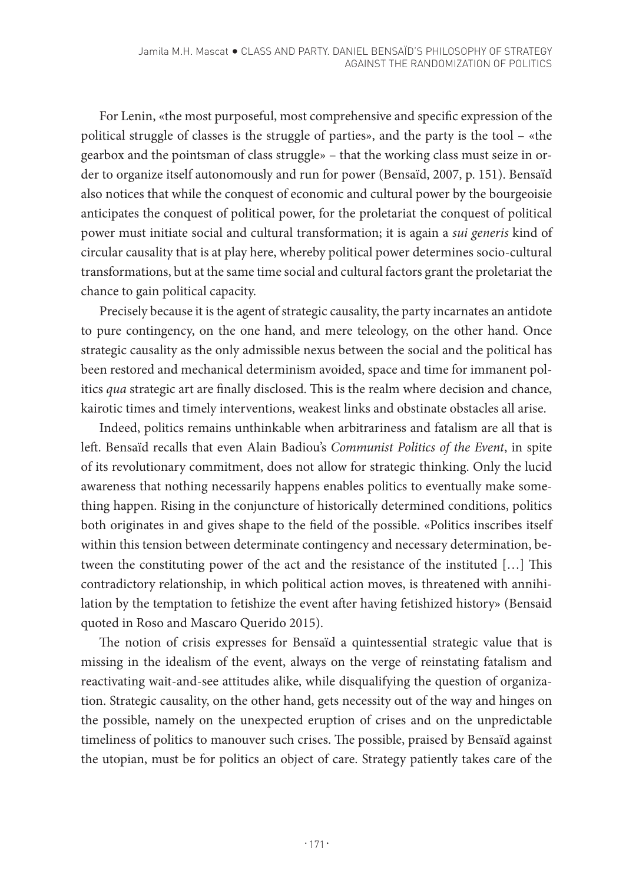For Lenin, «the most purposeful, most comprehensive and specific expression of the political struggle of classes is the struggle of parties», and the party is the tool – «the gearbox and the pointsman of class struggle» – that the working class must seize in order to organize itself autonomously and run for power (Bensaïd, 2007, p. 151). Bensaïd also notices that while the conquest of economic and cultural power by the bourgeoisie anticipates the conquest of political power, for the proletariat the conquest of political power must initiate social and cultural transformation; it is again a *sui generis* kind of circular causality that is at play here, whereby political power determines socio-cultural transformations, but at the same time social and cultural factors grant the proletariat the chance to gain political capacity.

Precisely because it is the agent of strategic causality, the party incarnates an antidote to pure contingency, on the one hand, and mere teleology, on the other hand. Once strategic causality as the only admissible nexus between the social and the political has been restored and mechanical determinism avoided, space and time for immanent politics *qua* strategic art are finally disclosed. This is the realm where decision and chance, kairotic times and timely interventions, weakest links and obstinate obstacles all arise.

Indeed, politics remains unthinkable when arbitrariness and fatalism are all that is left. Bensaïd recalls that even Alain Badiou's *Communist Politics of the Event*, in spite of its revolutionary commitment, does not allow for strategic thinking. Only the lucid awareness that nothing necessarily happens enables politics to eventually make something happen. Rising in the conjuncture of historically determined conditions, politics both originates in and gives shape to the field of the possible. «Politics inscribes itself within this tension between determinate contingency and necessary determination, between the constituting power of the act and the resistance of the instituted […] This contradictory relationship, in which political action moves, is threatened with annihilation by the temptation to fetishize the event after having fetishized history» (Bensaid quoted in Roso and Mascaro Querido 2015).

The notion of crisis expresses for Bensaïd a quintessential strategic value that is missing in the idealism of the event, always on the verge of reinstating fatalism and reactivating wait-and-see attitudes alike, while disqualifying the question of organization. Strategic causality, on the other hand, gets necessity out of the way and hinges on the possible, namely on the unexpected eruption of crises and on the unpredictable timeliness of politics to manouver such crises. The possible, praised by Bensaïd against the utopian, must be for politics an object of care. Strategy patiently takes care of the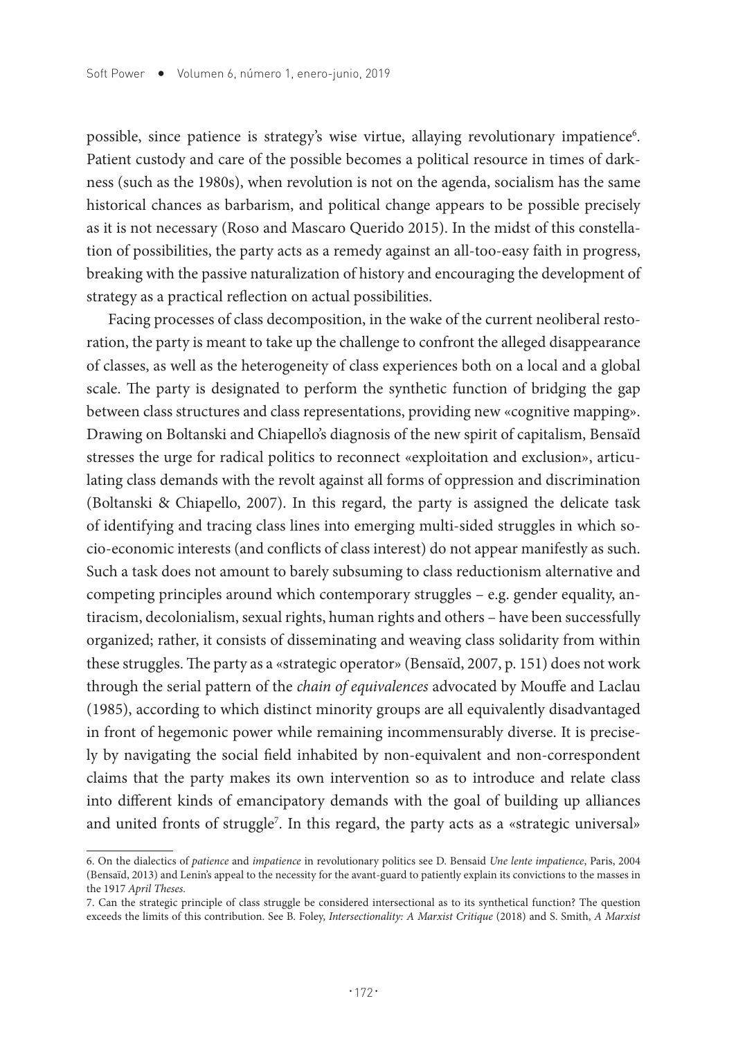possible, since patience is strategy's wise virtue, allaying revolutionary impatience[6]. Patient custody and care of the possible becomes a political resource in times of darkness (such as the 1980s), when revolution is not on the agenda, socialism has the same historical chances as barbarism, and political change appears to be possible precisely as it is not necessary (Roso and Mascaro Querido 2015). In the midst of this constellation of possibilities, the party acts as a remedy against an all-too-easy faith in progress, breaking with the passive naturalization of history and encouraging the development of strategy as a practical reflection on actual possibilities.

Facing processes of class decomposition, in the wake of the current neoliberal restoration, the party is meant to take up the challenge to confront the alleged disappearance of classes, as well as the heterogeneity of class experiences both on a local and a global scale. The party is designated to perform the synthetic function of bridging the gap between class structures and class representations, providing new «cognitive mapping». Drawing on Boltanski and Chiapello's diagnosis of the new spirit of capitalism, Bensaïd stresses the urge for radical politics to reconnect «exploitation and exclusion», articulating class demands with the revolt against all forms of oppression and discrimination (Boltanski & Chiapello, 2007). In this regard, the party is assigned the delicate task of identifying and tracing class lines into emerging multi-sided struggles in which socio-economic interests (and conflicts of class interest) do not appear manifestly as such. Such a task does not amount to barely subsuming to class reductionism alternative and competing principles around which contemporary struggles – e.g. gender equality, antiracism, decolonialism, sexual rights, human rights and others – have been successfully organized; rather, it consists of disseminating and weaving class solidarity from within these struggles. The party as a «strategic operator» (Bensaïd, 2007, p. 151) does not work through the serial pattern of the *chain of equivalences* advocated by Mouffe and Laclau (1985), according to which distinct minority groups are all equivalently disadvantaged in front of hegemonic power while remaining incommensurably diverse. It is precisely by navigating the social field inhabited by non-equivalent and non-correspondent claims that the party makes its own intervention so as to introduce and relate class into different kinds of emancipatory demands with the goal of building up alliances and united fronts of struggle[7]. In this regard, the party acts as a «strategic universal»

---

6. On the dialectics of *patience* and *impatience* in revolutionary politics see D. Bensaid *Une lente impatience*, Paris, 2004 (Bensaïd, 2013) and Lenin's appeal to the necessity for the avant-guard to patiently explain its convictions to the masses in the 1917 *April Theses*.

7. Can the strategic principle of class struggle be considered intersectional as to its synthetical function? The question exceeds the limits of this contribution. See B. Foley, *Intersectionality: A Marxist Critique* (2018) and S. Smith, *A Marxist*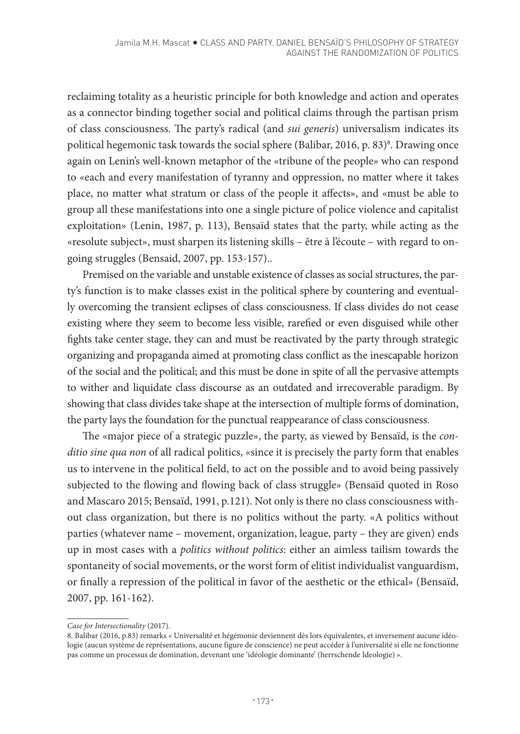reclaiming totality as a heuristic principle for both knowledge and action and operates as a connector binding together social and political claims through the partisan prism of class consciousness. The party's radical (and *sui generis*) universalism indicates its political hegemonic task towards the social sphere (Balibar, 2016, p. 83)[8]. Drawing once again on Lenin's well-known metaphor of the «tribune of the people» who can respond to «each and every manifestation of tyranny and oppression, no matter where it takes place, no matter what stratum or class of the people it affects», and «must be able to group all these manifestations into one a single picture of police violence and capitalist exploitation» (Lenin, 1987, p. 113), Bensaïd states that the party, while acting as the «resolute subject», must sharpen its listening skills – être à l'écoute – with regard to ongoing struggles (Bensaid, 2007, pp. 153-157)..

Premised on the variable and unstable existence of classes as social structures, the party's function is to make classes exist in the political sphere by countering and eventually overcoming the transient eclipses of class consciousness. If class divides do not cease existing where they seem to become less visible, rarefied or even disguised while other fights take center stage, they can and must be reactivated by the party through strategic organizing and propaganda aimed at promoting class conflict as the inescapable horizon of the social and the political; and this must be done in spite of all the pervasive attempts to wither and liquidate class discourse as an outdated and irrecoverable paradigm. By showing that class divides take shape at the intersection of multiple forms of domination, the party lays the foundation for the punctual reappearance of class consciousness.

The «major piece of a strategic puzzle», the party, as viewed by Bensaïd, is the *conditio sine qua non* of all radical politics, «since it is precisely the party form that enables us to intervene in the political field, to act on the possible and to avoid being passively subjected to the flowing and flowing back of class struggle» (Bensaïd quoted in Roso and Mascaro 2015; Bensaïd, 1991, p.121). Not only is there no class consciousness without class organization, but there is no politics without the party. «A politics without parties (whatever name – movement, organization, league, party – they are given) ends up in most cases with a *politics without politics*: either an aimless tailism towards the spontaneity of social movements, or the worst form of elitist individualist vanguardism, or finally a repression of the political in favor of the aesthetic or the ethical» (Bensaïd, 2007, pp. 161-162).

---

*Case for Intersectionality* (2017).

8. Balibar (2016, p.83) remarks « Universalité et hégémonie deviennent dès lors équivalentes, et inversement aucune idéologie (aucun système de représentations, aucune figure de conscience) ne peut accéder à l'universalité si elle ne fonctionne pas comme un processus de domination, devenant une 'idéologie dominante' (herrschende Ideologie) ».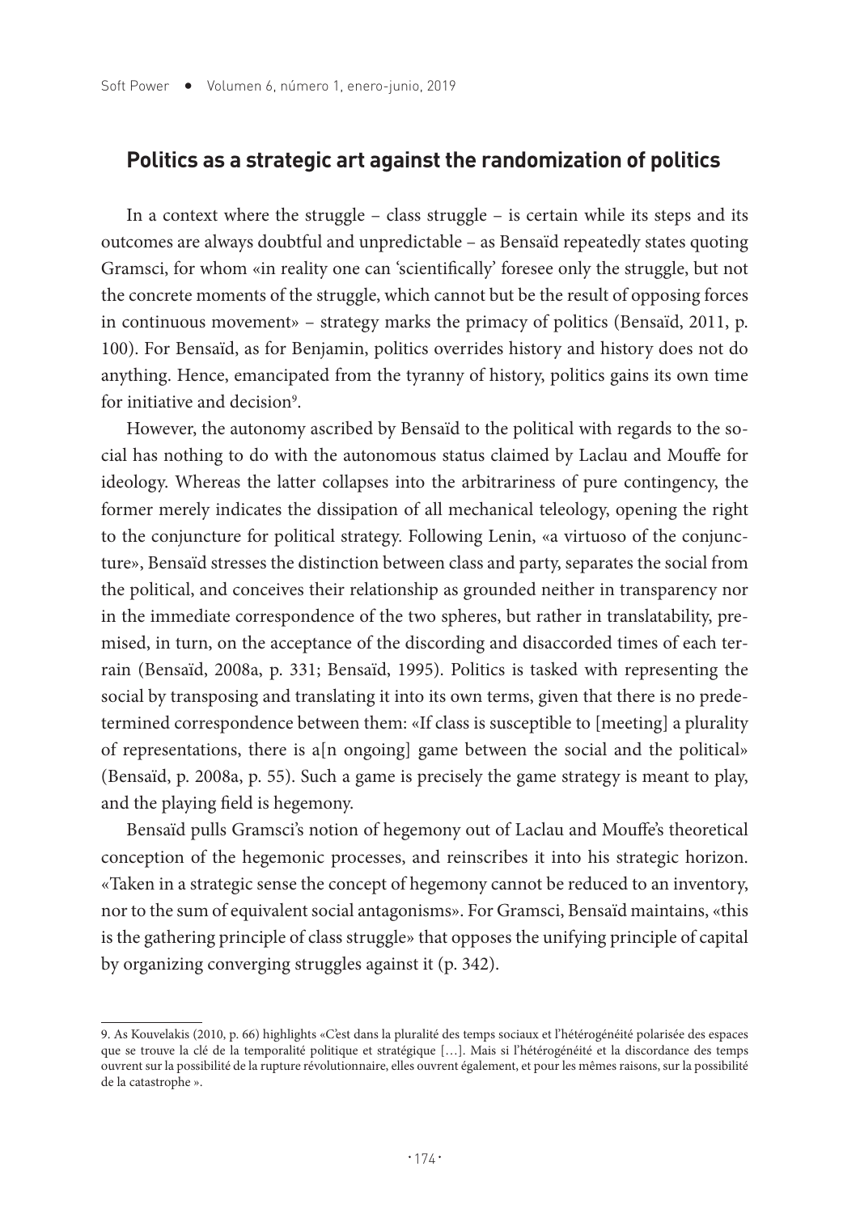## Politics as a strategic art against the randomization of politics

In a context where the struggle – class struggle – is certain while its steps and its outcomes are always doubtful and unpredictable – as Bensaïd repeatedly states quoting Gramsci, for whom «in reality one can 'scientifically' foresee only the struggle, but not the concrete moments of the struggle, which cannot but be the result of opposing forces in continuous movement» – strategy marks the primacy of politics (Bensaïd, 2011, p. 100). For Bensaïd, as for Benjamin, politics overrides history and history does not do anything. Hence, emancipated from the tyranny of history, politics gains its own time for initiative and decision[9].

However, the autonomy ascribed by Bensaïd to the political with regards to the social has nothing to do with the autonomous status claimed by Laclau and Mouffe for ideology. Whereas the latter collapses into the arbitrariness of pure contingency, the former merely indicates the dissipation of all mechanical teleology, opening the right to the conjuncture for political strategy. Following Lenin, «a virtuoso of the conjuncture», Bensaïd stresses the distinction between class and party, separates the social from the political, and conceives their relationship as grounded neither in transparency nor in the immediate correspondence of the two spheres, but rather in translatability, premised, in turn, on the acceptance of the discording and disaccorded times of each terrain (Bensaïd, 2008a, p. 331; Bensaïd, 1995). Politics is tasked with representing the social by transposing and translating it into its own terms, given that there is no predetermined correspondence between them: «If class is susceptible to [meeting] a plurality of representations, there is a[n ongoing] game between the social and the political» (Bensaïd, p. 2008a, p. 55). Such a game is precisely the game strategy is meant to play, and the playing field is hegemony.

Bensaïd pulls Gramsci's notion of hegemony out of Laclau and Mouffe's theoretical conception of the hegemonic processes, and reinscribes it into his strategic horizon. «Taken in a strategic sense the concept of hegemony cannot be reduced to an inventory, nor to the sum of equivalent social antagonisms». For Gramsci, Bensaïd maintains, «this is the gathering principle of class struggle» that opposes the unifying principle of capital by organizing converging struggles against it (p. 342).

---

9. As Kouvelakis (2010, p. 66) highlights «C'est dans la pluralité des temps sociaux et l'hétérogénéité polarisée des espaces que se trouve la clé de la temporalité politique et stratégique […]. Mais si l'hétérogénéité et la discordance des temps ouvrent sur la possibilité de la rupture révolutionnaire, elles ouvrent également, et pour les mêmes raisons, sur la possibilité de la catastrophe ».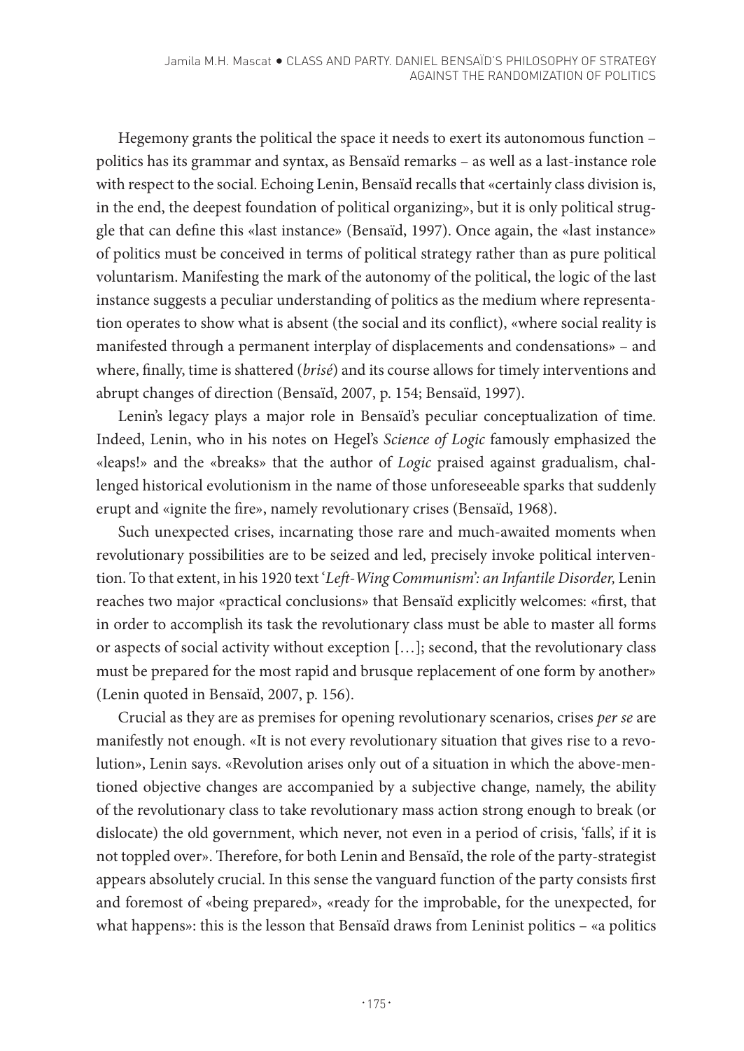Hegemony grants the political the space it needs to exert its autonomous function – politics has its grammar and syntax, as Bensaïd remarks – as well as a last-instance role with respect to the social. Echoing Lenin, Bensaïd recalls that «certainly class division is, in the end, the deepest foundation of political organizing», but it is only political struggle that can define this «last instance» (Bensaïd, 1997). Once again, the «last instance» of politics must be conceived in terms of political strategy rather than as pure political voluntarism. Manifesting the mark of the autonomy of the political, the logic of the last instance suggests a peculiar understanding of politics as the medium where representation operates to show what is absent (the social and its conflict), «where social reality is manifested through a permanent interplay of displacements and condensations» – and where, finally, time is shattered (*brisé*) and its course allows for timely interventions and abrupt changes of direction (Bensaïd, 2007, p. 154; Bensaïd, 1997).

Lenin's legacy plays a major role in Bensaïd's peculiar conceptualization of time. Indeed, Lenin, who in his notes on Hegel's *Science of Logic* famously emphasized the «leaps!» and the «breaks» that the author of *Logic* praised against gradualism, challenged historical evolutionism in the name of those unforeseeable sparks that suddenly erupt and «ignite the fire», namely revolutionary crises (Bensaïd, 1968).

Such unexpected crises, incarnating those rare and much-awaited moments when revolutionary possibilities are to be seized and led, precisely invoke political intervention. To that extent, in his 1920 text '*Left-Wing Communism*': *an Infantile Disorder,* Lenin reaches two major «practical conclusions» that Bensaïd explicitly welcomes: «first, that in order to accomplish its task the revolutionary class must be able to master all forms or aspects of social activity without exception […]; second, that the revolutionary class must be prepared for the most rapid and brusque replacement of one form by another» (Lenin quoted in Bensaïd, 2007, p. 156).

Crucial as they are as premises for opening revolutionary scenarios, crises *per se* are manifestly not enough. «It is not every revolutionary situation that gives rise to a revolution», Lenin says. «Revolution arises only out of a situation in which the above-mentioned objective changes are accompanied by a subjective change, namely, the ability of the revolutionary class to take revolutionary mass action strong enough to break (or dislocate) the old government, which never, not even in a period of crisis, 'falls', if it is not toppled over». Therefore, for both Lenin and Bensaïd, the role of the party-strategist appears absolutely crucial. In this sense the vanguard function of the party consists first and foremost of «being prepared», «ready for the improbable, for the unexpected, for what happens»: this is the lesson that Bensaïd draws from Leninist politics – «a politics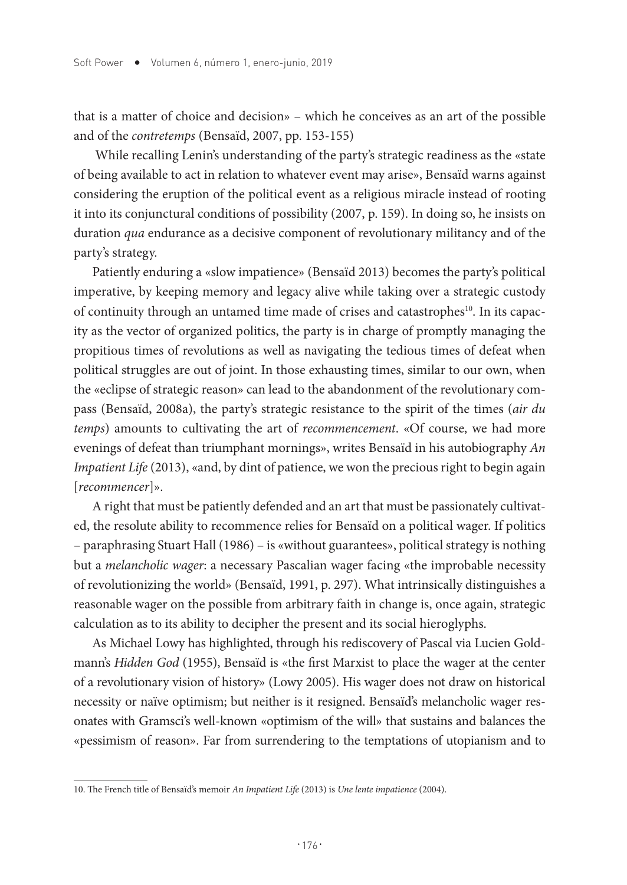that is a matter of choice and decision» – which he conceives as an art of the possible and of the *contretemps* (Bensaïd, 2007, pp. 153-155)

While recalling Lenin's understanding of the party's strategic readiness as the «state of being available to act in relation to whatever event may arise», Bensaïd warns against considering the eruption of the political event as a religious miracle instead of rooting it into its conjunctural conditions of possibility (2007, p. 159). In doing so, he insists on duration *qua* endurance as a decisive component of revolutionary militancy and of the party's strategy.

Patiently enduring a «slow impatience» (Bensaïd 2013) becomes the party's political imperative, by keeping memory and legacy alive while taking over a strategic custody of continuity through an untamed time made of crises and catastrophes[10]. In its capacity as the vector of organized politics, the party is in charge of promptly managing the propitious times of revolutions as well as navigating the tedious times of defeat when political struggles are out of joint. In those exhausting times, similar to our own, when the «eclipse of strategic reason» can lead to the abandonment of the revolutionary compass (Bensaïd, 2008a), the party's strategic resistance to the spirit of the times (*air du temps*) amounts to cultivating the art of *recommencement*. «Of course, we had more evenings of defeat than triumphant mornings», writes Bensaïd in his autobiography *An Impatient Life* (2013), «and, by dint of patience, we won the precious right to begin again [*recommencer*]».

A right that must be patiently defended and an art that must be passionately cultivated, the resolute ability to recommence relies for Bensaïd on a political wager. If politics – paraphrasing Stuart Hall (1986) – is «without guarantees», political strategy is nothing but a *melancholic wager*: a necessary Pascalian wager facing «the improbable necessity of revolutionizing the world» (Bensaïd, 1991, p. 297). What intrinsically distinguishes a reasonable wager on the possible from arbitrary faith in change is, once again, strategic calculation as to its ability to decipher the present and its social hieroglyphs.

As Michael Lowy has highlighted, through his rediscovery of Pascal via Lucien Goldmann's *Hidden God* (1955), Bensaïd is «the first Marxist to place the wager at the center of a revolutionary vision of history» (Lowy 2005). His wager does not draw on historical necessity or naïve optimism; but neither is it resigned. Bensaïd's melancholic wager resonates with Gramsci's well-known «optimism of the will» that sustains and balances the «pessimism of reason». Far from surrendering to the temptations of utopianism and to

---

10. The French title of Bensaïd's memoir *An Impatient Life* (2013) is *Une lente impatience* (2004).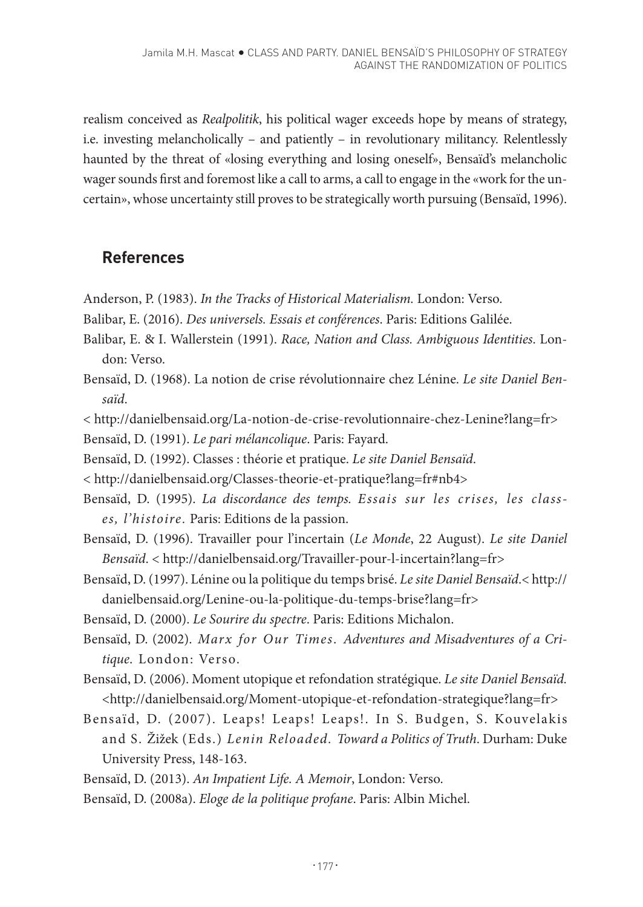realism conceived as *Realpolitik*, his political wager exceeds hope by means of strategy, i.e. investing melancholically – and patiently – in revolutionary militancy. Relentlessly haunted by the threat of «losing everything and losing oneself», Bensaïd's melancholic wager sounds first and foremost like a call to arms, a call to engage in the «work for the uncertain», whose uncertainty still proves to be strategically worth pursuing (Bensaïd, 1996).

## References

Anderson, P. (1983). *In the Tracks of Historical Materialism.* London: Verso.

Balibar, E. (2016). *Des universels. Essais et conférences.* Paris: Editions Galilée.

Balibar, E. & I. Wallerstein (1991). *Race, Nation and Class. Ambiguous Identities*. London: Verso.

Bensaïd, D. (1968). La notion de crise révolutionnaire chez Lénine. *Le site Daniel Bensaïd.*

< http://danielbensaid.org/La-notion-de-crise-revolutionnaire-chez-Lenine?lang=fr>

Bensaïd, D. (1991). *Le pari mélancolique*. Paris: Fayard.

Bensaïd, D. (1992). Classes : théorie et pratique. *Le site Daniel Bensaïd.*

< http://danielbensaid.org/Classes-theorie-et-pratique?lang=fr#nb4>

Bensaïd, D. (1995). *La discordance des temps. Essais sur les crises, les classes, l'histoire.* Paris: Editions de la passion.

Bensaïd, D. (1996). Travailler pour l'incertain (*Le Monde*, 22 August). *Le site Daniel Bensaïd*. < http://danielbensaid.org/Travailler-pour-l-incertain?lang=fr>

Bensaïd, D. (1997). Lénine ou la politique du temps brisé. *Le site Daniel Bensaïd*.< http://danielbensaid.org/Lenine-ou-la-politique-du-temps-brise?lang=fr>

Bensaïd, D. (2000). *Le Sourire du spectre*. Paris: Editions Michalon.

Bensaïd, D. (2002). *Marx for Our Times. Adventures and Misadventures of a Critique.* London: Verso.

Bensaïd, D. (2006). Moment utopique et refondation stratégique. *Le site Daniel Bensaïd.* <http://danielbensaid.org/Moment-utopique-et-refondation-strategique?lang=fr>

Bensaïd, D. (2007). Leaps! Leaps! Leaps!. In S. Budgen, S. Kouvelakis and S. Žižek (Eds.) *Lenin Reloaded. Toward a Politics of Truth*. Durham: Duke University Press, 148-163.

Bensaïd, D. (2013). *An Impatient Life. A Memoir*, London: Verso.

Bensaïd, D. (2008a). *Eloge de la politique profane*. Paris: Albin Michel.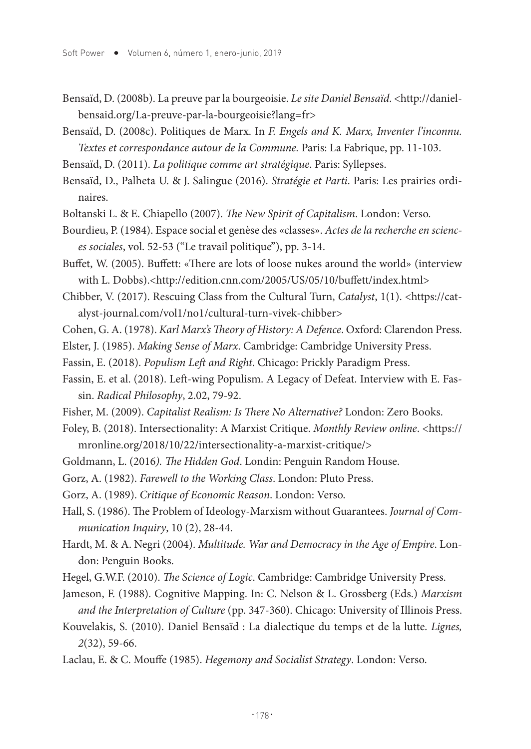Bensaïd, D. (2008b). La preuve par la bourgeoisie. *Le site Daniel Bensaïd*. <http://danielbensaid.org/La-preuve-par-la-bourgeoisie?lang=fr>

Bensaïd, D. (2008c). Politiques de Marx. In *F. Engels and K. Marx, Inventer l'inconnu. Textes et correspondance autour de la Commune.* Paris: La Fabrique, pp. 11-103.

Bensaïd, D. (2011). *La politique comme art stratégique*. Paris: Syllepses.

Bensaïd, D., Palheta U. & J. Salingue (2016). *Stratégie et Parti*. Paris: Les prairies ordinaires.

Boltanski L. & E. Chiapello (2007). *The New Spirit of Capitalism*. London: Verso.

Bourdieu, P. (1984). Espace social et genèse des «classes». *Actes de la recherche en sciences sociales*, vol. 52-53 ("Le travail politique"), pp. 3-14.

Buffet, W. (2005). Buffett: «There are lots of loose nukes around the world» (interview with L. Dobbs).<http://edition.cnn.com/2005/US/05/10/buffett/index.html>

Chibber, V. (2017). Rescuing Class from the Cultural Turn, *Catalyst*, 1(1). <https://catalyst-journal.com/vol1/no1/cultural-turn-vivek-chibber>

Cohen, G. A. (1978). *Karl Marx's Theory of History: A Defence*. Oxford: Clarendon Press.

Elster, J. (1985). *Making Sense of Marx*. Cambridge: Cambridge University Press.

Fassin, E. (2018). *Populism Left and Right*. Chicago: Prickly Paradigm Press.

Fassin, E. et al. (2018). Left-wing Populism. A Legacy of Defeat. Interview with E. Fassin. *Radical Philosophy*, 2.02, 79-92.

Fisher, M. (2009). *Capitalist Realism: Is There No Alternative?* London: Zero Books.

Foley, B. (2018). Intersectionality: A Marxist Critique. *Monthly Review online*. <https://mronline.org/2018/10/22/intersectionality-a-marxist-critique/>

Goldmann, L. (2016*). The Hidden God*. Londin: Penguin Random House.

Gorz, A. (1982). *Farewell to the Working Class*. London: Pluto Press.

Gorz, A. (1989). *Critique of Economic Reason*. London: Verso.

Hall, S. (1986). The Problem of Ideology-Marxism without Guarantees. *Journal of Communication Inquiry*, 10 (2), 28-44.

Hardt, M. & A. Negri (2004). *Multitude. War and Democracy in the Age of Empire*. London: Penguin Books.

Hegel, G.W.F. (2010). *The Science of Logic*. Cambridge: Cambridge University Press.

Jameson, F. (1988). Cognitive Mapping. In: C. Nelson & L. Grossberg (Eds.) *Marxism and the Interpretation of Culture* (pp. 347-360). Chicago: University of Illinois Press.

Kouvelakis, S. (2010). Daniel Bensaïd : La dialectique du temps et de la lutte. *Lignes, 2*(32), 59-66.

Laclau, E. & C. Mouffe (1985). *Hegemony and Socialist Strategy*. London: Verso.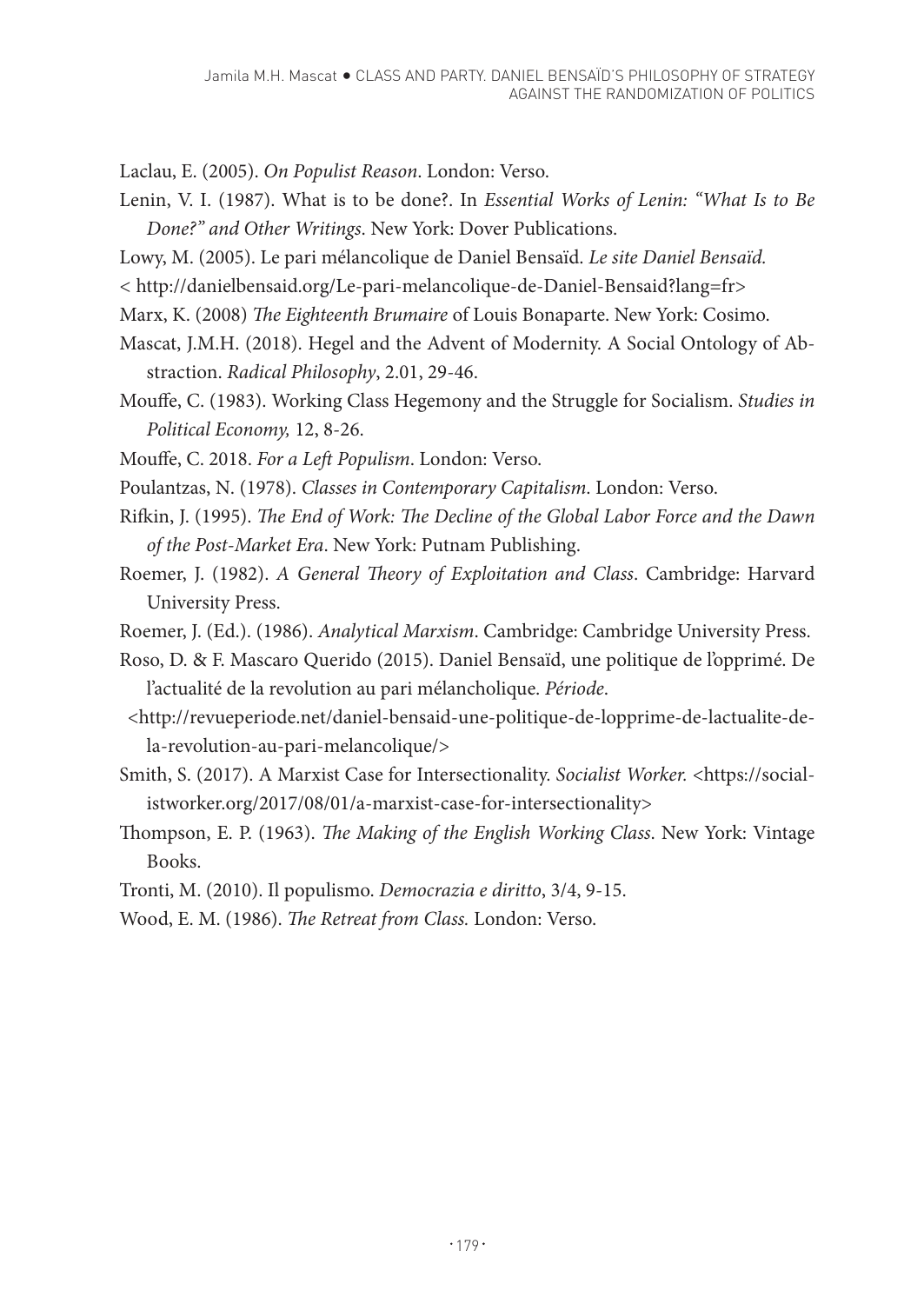Laclau, E. (2005). *On Populist Reason*. London: Verso.

Lenin, V. I. (1987). What is to be done?. In *Essential Works of Lenin: "What Is to Be Done?" and Other Writings*. New York: Dover Publications.

Lowy, M. (2005). Le pari mélancolique de Daniel Bensaïd. *Le site Daniel Bensaïd.*

< http://danielbensaid.org/Le-pari-melancolique-de-Daniel-Bensaid?lang=fr>

Marx, K. (2008) *The Eighteenth Brumaire* of Louis Bonaparte. New York: Cosimo.

Mascat, J.M.H. (2018). Hegel and the Advent of Modernity. A Social Ontology of Abstraction. *Radical Philosophy*, 2.01, 29-46.

Mouffe, C. (1983). Working Class Hegemony and the Struggle for Socialism. *Studies in Political Economy,* 12, 8-26.

Mouffe, C. 2018. *For a Left Populism*. London: Verso.

Poulantzas, N. (1978). *Classes in Contemporary Capitalism*. London: Verso.

Rifkin, J. (1995). *The End of Work: The Decline of the Global Labor Force and the Dawn of the Post-Market Era*. New York: Putnam Publishing.

Roemer, J. (1982). *A General Theory of Exploitation and Class*. Cambridge: Harvard University Press.

Roemer, J. (Ed.). (1986). *Analytical Marxism*. Cambridge: Cambridge University Press.

Roso, D. & F. Mascaro Querido (2015). Daniel Bensaïd, une politique de l'opprimé. De l'actualité de la revolution au pari mélancholique. *Période*.

<http://revueperiode.net/daniel-bensaid-une-politique-de-lopprime-de-lactualite-de-la-revolution-au-pari-melancolique/>

Smith, S. (2017). A Marxist Case for Intersectionality. *Socialist Worker.* <https://socialistworker.org/2017/08/01/a-marxist-case-for-intersectionality>

Thompson, E. P. (1963). *The Making of the English Working Class*. New York: Vintage Books.

Tronti, M. (2010). Il populismo. *Democrazia e diritto*, 3/4, 9-15.

Wood, E. M. (1986). *The Retreat from Class.* London: Verso.